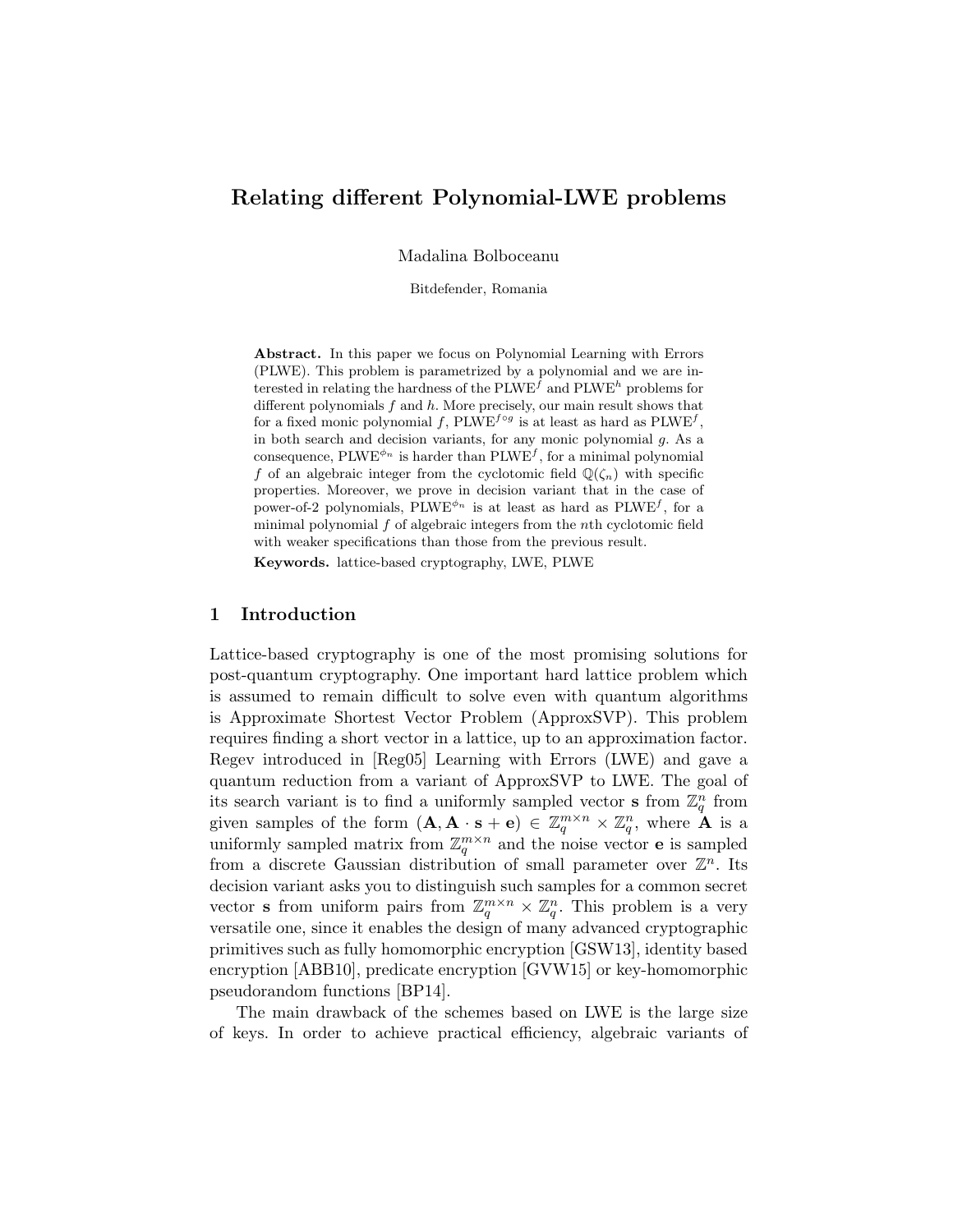// Relating different Polynomial-LWE problems

Madalina Bolboceanu

Bitdefender, Romania

**Abstract.** In this paper we focus on Polynomial Learning with Errors (PLWE). This problem is parametrized by a polynomial and we are interested in relating the hardness of the $\text{PLWE}^f$ and $\text{PLWE}^h$ problems for different polynomials $f$ and $h$. More precisely, our main result shows that for a fixed monic polynomial $f$, $\text{PLWE}^{f\circ g}$ is at least as hard as $\text{PLWE}^f$, in both search and decision variants, for any monic polynomial $g$. As a consequence, $\text{PLWE}^{\phi_n}$ is harder than $\text{PLWE}^f$, for a minimal polynomial $f$ of an algebraic integer from the cyclotomic field $\mathbb{Q}(\zeta_n)$ with specific properties. Moreover, we prove in decision variant that in the case of power-of-2 polynomials, $\text{PLWE}^{\phi_n}$ is at least as hard as $\text{PLWE}^f$, for a minimal polynomial $f$ of algebraic integers from the $n$th cyclotomic field with weaker specifications than those from the previous result.

**Keywords.** lattice-based cryptography, LWE, PLWE

## 1 Introduction

Lattice-based cryptography is one of the most promising solutions for post-quantum cryptography. One important hard lattice problem which is assumed to remain difficult to solve even with quantum algorithms is Approximate Shortest Vector Problem (ApproxSVP). This problem requires finding a short vector in a lattice, up to an approximation factor. Regev introduced in [Reg05] Learning with Errors (LWE) and gave a quantum reduction from a variant of ApproxSVP to LWE. The goal of its search variant is to find a uniformly sampled vector $\mathbf{s}$ from $\mathbb{Z}_q^n$ from given samples of the form $(\mathbf{A}, \mathbf{A} \cdot \mathbf{s} + \mathbf{e}) \in \mathbb{Z}_q^{m\times n} \times \mathbb{Z}_q^n$, where $\mathbf{A}$ is a uniformly sampled matrix from $\mathbb{Z}_q^{m\times n}$ and the noise vector $\mathbf{e}$ is sampled from a discrete Gaussian distribution of small parameter over $\mathbb{Z}^n$. Its decision variant asks you to distinguish such samples for a common secret vector $\mathbf{s}$ from uniform pairs from $\mathbb{Z}_q^{m\times n} \times \mathbb{Z}_q^n$. This problem is a very versatile one, since it enables the design of many advanced cryptographic primitives such as fully homomorphic encryption [GSW13], identity based encryption [ABB10], predicate encryption [GVW15] or key-homomorphic pseudorandom functions [BP14].

The main drawback of the schemes based on LWE is the large size of keys. In order to achieve practical efficiency, algebraic variants of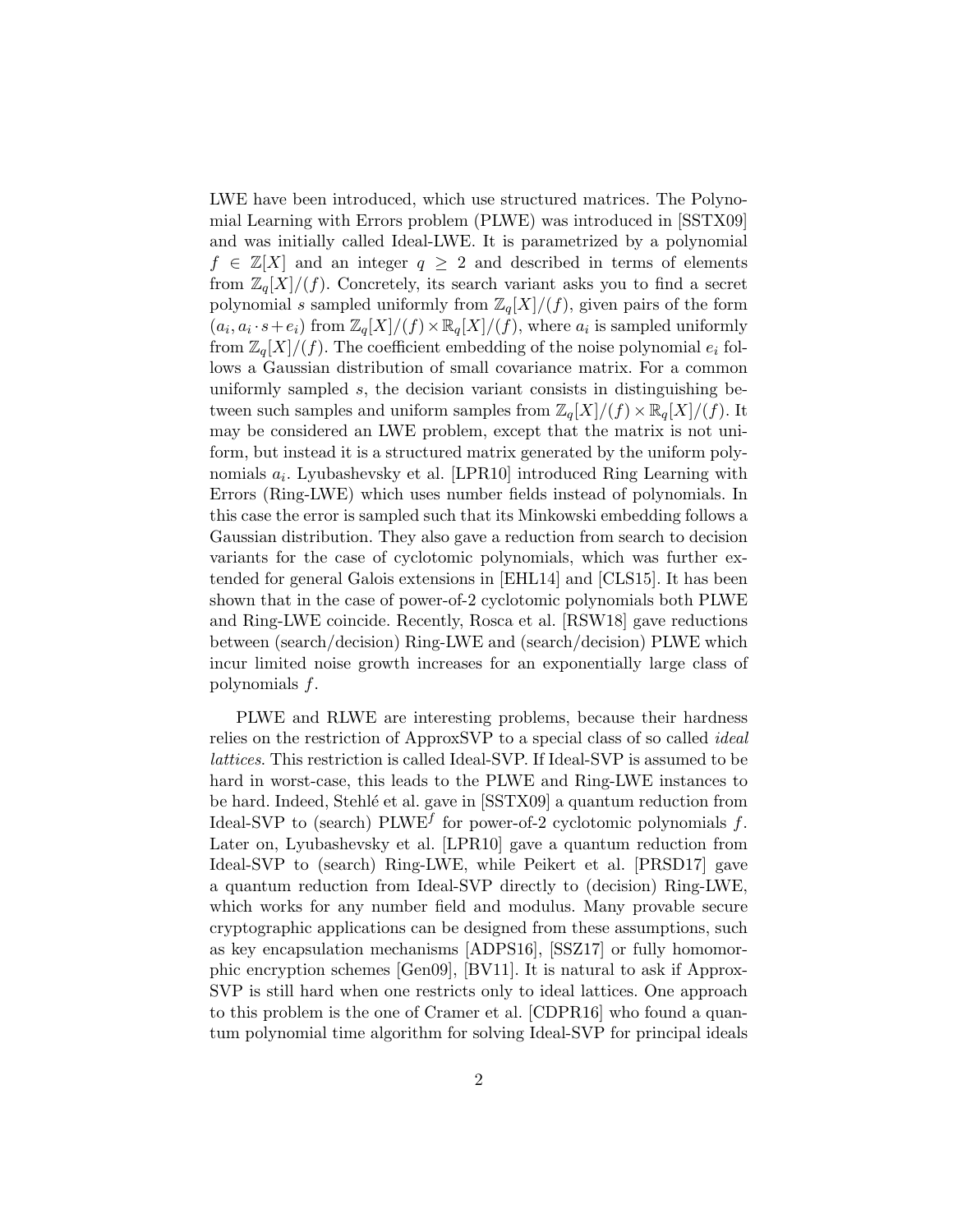LWE have been introduced, which use structured matrices. The Polynomial Learning with Errors problem (PLWE) was introduced in [SSTX09] and was initially called Ideal-LWE. It is parametrized by a polynomial $f \in \mathbb{Z}[X]$ and an integer $q \geq 2$ and described in terms of elements from $\mathbb{Z}_q[X]/(f)$. Concretely, its search variant asks you to find a secret polynomial $s$ sampled uniformly from $\mathbb{Z}_q[X]/(f)$, given pairs of the form $(a_i, a_i \cdot s + e_i)$ from $\mathbb{Z}_q[X]/(f) \times \mathbb{R}_q[X]/(f)$, where $a_i$ is sampled uniformly from $\mathbb{Z}_q[X]/(f)$. The coefficient embedding of the noise polynomial $e_i$ follows a Gaussian distribution of small covariance matrix. For a common uniformly sampled $s$, the decision variant consists in distinguishing between such samples and uniform samples from $\mathbb{Z}_q[X]/(f) \times \mathbb{R}_q[X]/(f)$. It may be considered an LWE problem, except that the matrix is not uniform, but instead it is a structured matrix generated by the uniform polynomials $a_i$. Lyubashevsky et al. [LPR10] introduced Ring Learning with Errors (Ring-LWE) which uses number fields instead of polynomials. In this case the error is sampled such that its Minkowski embedding follows a Gaussian distribution. They also gave a reduction from search to decision variants for the case of cyclotomic polynomials, which was further extended for general Galois extensions in [EHL14] and [CLS15]. It has been shown that in the case of power-of-2 cyclotomic polynomials both PLWE and Ring-LWE coincide. Recently, Rosca et al. [RSW18] gave reductions between (search/decision) Ring-LWE and (search/decision) PLWE which incur limited noise growth increases for an exponentially large class of polynomials $f$.

PLWE and RLWE are interesting problems, because their hardness relies on the restriction of ApproxSVP to a special class of so called *ideal lattices*. This restriction is called Ideal-SVP. If Ideal-SVP is assumed to be hard in worst-case, this leads to the PLWE and Ring-LWE instances to be hard. Indeed, Stehlé et al. gave in [SSTX09] a quantum reduction from Ideal-SVP to (search) PLWE$^f$ for power-of-2 cyclotomic polynomials $f$. Later on, Lyubashevsky et al. [LPR10] gave a quantum reduction from Ideal-SVP to (search) Ring-LWE, while Peikert et al. [PRSD17] gave a quantum reduction from Ideal-SVP directly to (decision) Ring-LWE, which works for any number field and modulus. Many provable secure cryptographic applications can be designed from these assumptions, such as key encapsulation mechanisms [ADPS16], [SSZ17] or fully homomorphic encryption schemes [Gen09], [BV11]. It is natural to ask if Approx-SVP is still hard when one restricts only to ideal lattices. One approach to this problem is the one of Cramer et al. [CDPR16] who found a quantum polynomial time algorithm for solving Ideal-SVP for principal ideals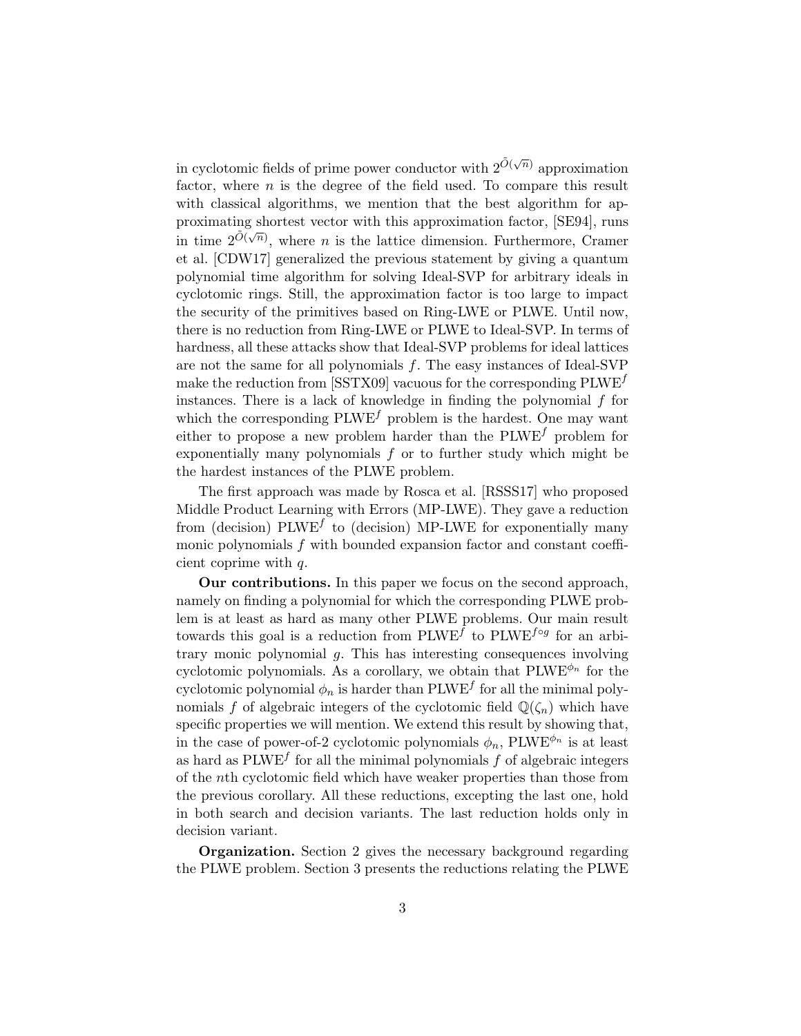in cyclotomic fields of prime power conductor with $2^{\tilde{O}(\sqrt{n})}$ approximation factor, where $n$ is the degree of the field used. To compare this result with classical algorithms, we mention that the best algorithm for approximating shortest vector with this approximation factor, [SE94], runs in time $2^{\tilde{O}(\sqrt{n})}$, where $n$ is the lattice dimension. Furthermore, Cramer et al. [CDW17] generalized the previous statement by giving a quantum polynomial time algorithm for solving Ideal-SVP for arbitrary ideals in cyclotomic rings. Still, the approximation factor is too large to impact the security of the primitives based on Ring-LWE or PLWE. Until now, there is no reduction from Ring-LWE or PLWE to Ideal-SVP. In terms of hardness, all these attacks show that Ideal-SVP problems for ideal lattices are not the same for all polynomials $f$. The easy instances of Ideal-SVP make the reduction from [SSTX09] vacuous for the corresponding $\text{PLWE}^f$ instances. There is a lack of knowledge in finding the polynomial $f$ for which the corresponding $\text{PLWE}^f$ problem is the hardest. One may want either to propose a new problem harder than the $\text{PLWE}^f$ problem for exponentially many polynomials $f$ or to further study which might be the hardest instances of the PLWE problem.

The first approach was made by Rosca et al. [RSSS17] who proposed Middle Product Learning with Errors (MP-LWE). They gave a reduction from (decision) $\text{PLWE}^f$ to (decision) MP-LWE for exponentially many monic polynomials $f$ with bounded expansion factor and constant coefficient coprime with $q$.

**Our contributions.** In this paper we focus on the second approach, namely on finding a polynomial for which the corresponding PLWE problem is at least as hard as many other PLWE problems. Our main result towards this goal is a reduction from $\text{PLWE}^f$ to $\text{PLWE}^{f \circ g}$ for an arbitrary monic polynomial $g$. This has interesting consequences involving cyclotomic polynomials. As a corollary, we obtain that $\text{PLWE}^{\phi_n}$ for the cyclotomic polynomial $\phi_n$ is harder than $\text{PLWE}^f$ for all the minimal polynomials $f$ of algebraic integers of the cyclotomic field $\mathbb{Q}(\zeta_n)$ which have specific properties we will mention. We extend this result by showing that, in the case of power-of-2 cyclotomic polynomials $\phi_n$, $\text{PLWE}^{\phi_n}$ is at least as hard as $\text{PLWE}^f$ for all the minimal polynomials $f$ of algebraic integers of the $n$th cyclotomic field which have weaker properties than those from the previous corollary. All these reductions, excepting the last one, hold in both search and decision variants. The last reduction holds only in decision variant.

**Organization.** Section 2 gives the necessary background regarding the PLWE problem. Section 3 presents the reductions relating the PLWE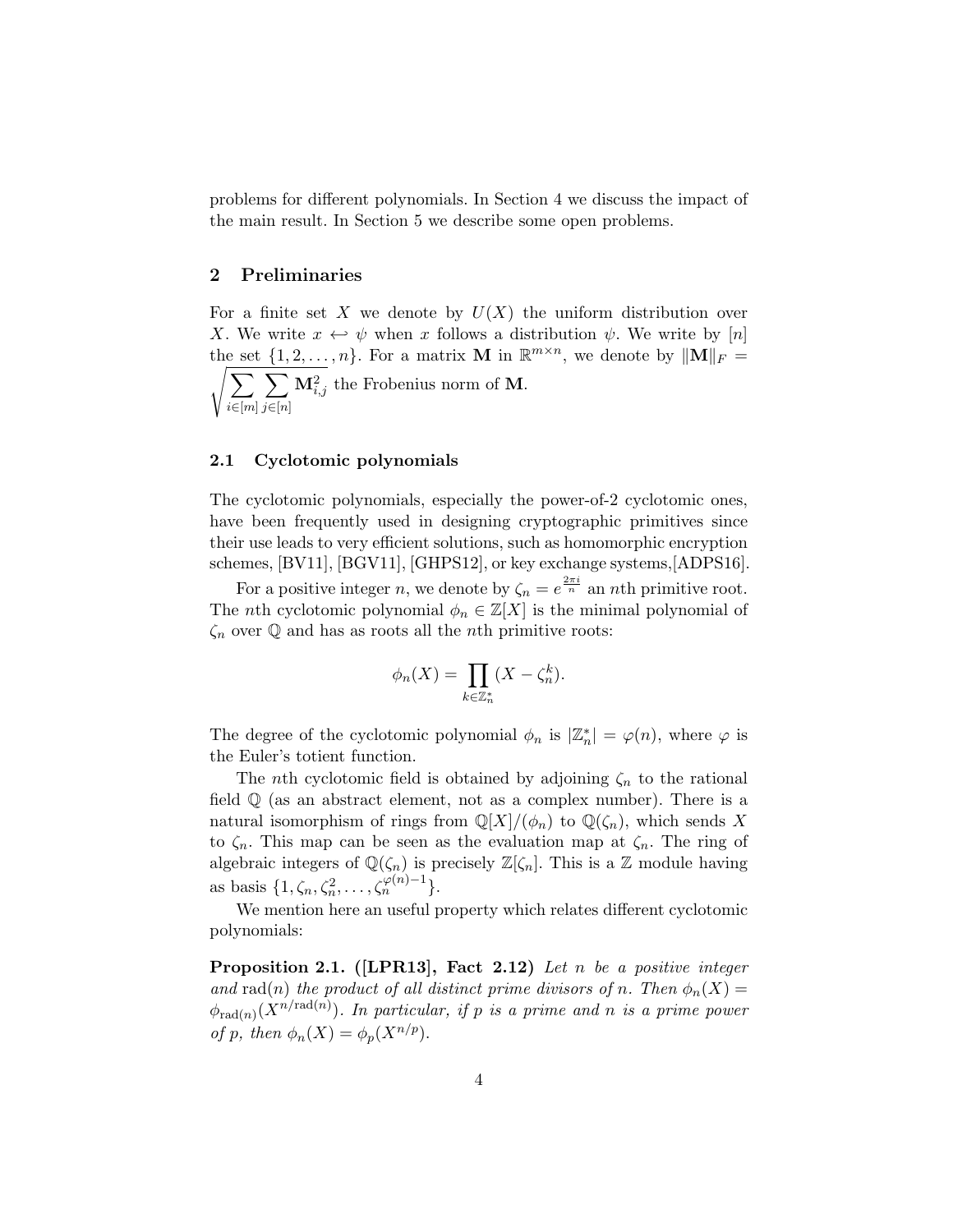problems for different polynomials. In Section 4 we discuss the impact of the main result. In Section 5 we describe some open problems.

## 2 Preliminaries

For a finite set $X$ we denote by $U(X)$ the uniform distribution over $X$. We write $x \hookleftarrow \psi$ when $x$ follows a distribution $\psi$. We write by $[n]$ the set $\{1, 2, \ldots, n\}$. For a matrix $\mathbf{M}$ in $\mathbb{R}^{m \times n}$, we denote by $\|\mathbf{M}\|_F = \sqrt{\sum_{i \in [m]} \sum_{j \in [n]} \mathbf{M}_{i,j}^2}$ the Frobenius norm of $\mathbf{M}$.

### 2.1 Cyclotomic polynomials

The cyclotomic polynomials, especially the power-of-2 cyclotomic ones, have been frequently used in designing cryptographic primitives since their use leads to very efficient solutions, such as homomorphic encryption schemes, [BV11], [BGV11], [GHPS12], or key exchange systems,[ADPS16].

For a positive integer $n$, we denote by $\zeta_n = e^{\frac{2\pi i}{n}}$ an $n$th primitive root. The $n$th cyclotomic polynomial $\phi_n \in \mathbb{Z}[X]$ is the minimal polynomial of $\zeta_n$ over $\mathbb{Q}$ and has as roots all the $n$th primitive roots:

$$\phi_n(X) = \prod_{k \in \mathbb{Z}_n^*} (X - \zeta_n^k).$$

The degree of the cyclotomic polynomial $\phi_n$ is $|\mathbb{Z}_n^*| = \varphi(n)$, where $\varphi$ is the Euler's totient function.

The $n$th cyclotomic field is obtained by adjoining $\zeta_n$ to the rational field $\mathbb{Q}$ (as an abstract element, not as a complex number). There is a natural isomorphism of rings from $\mathbb{Q}[X]/(\phi_n)$ to $\mathbb{Q}(\zeta_n)$, which sends $X$ to $\zeta_n$. This map can be seen as the evaluation map at $\zeta_n$. The ring of algebraic integers of $\mathbb{Q}(\zeta_n)$ is precisely $\mathbb{Z}[\zeta_n]$. This is a $\mathbb{Z}$ module having as basis $\{1, \zeta_n, \zeta_n^2, \ldots, \zeta_n^{\varphi(n)-1}\}$.

We mention here an useful property which relates different cyclotomic polynomials:

**Proposition 2.1. ([LPR13], Fact 2.12)** *Let $n$ be a positive integer and $\mathrm{rad}(n)$ the product of all distinct prime divisors of $n$. Then $\phi_n(X) = \phi_{\mathrm{rad}(n)}(X^{n/\mathrm{rad}(n)})$. In particular, if $p$ is a prime and $n$ is a prime power of $p$, then $\phi_n(X) = \phi_p(X^{n/p})$.*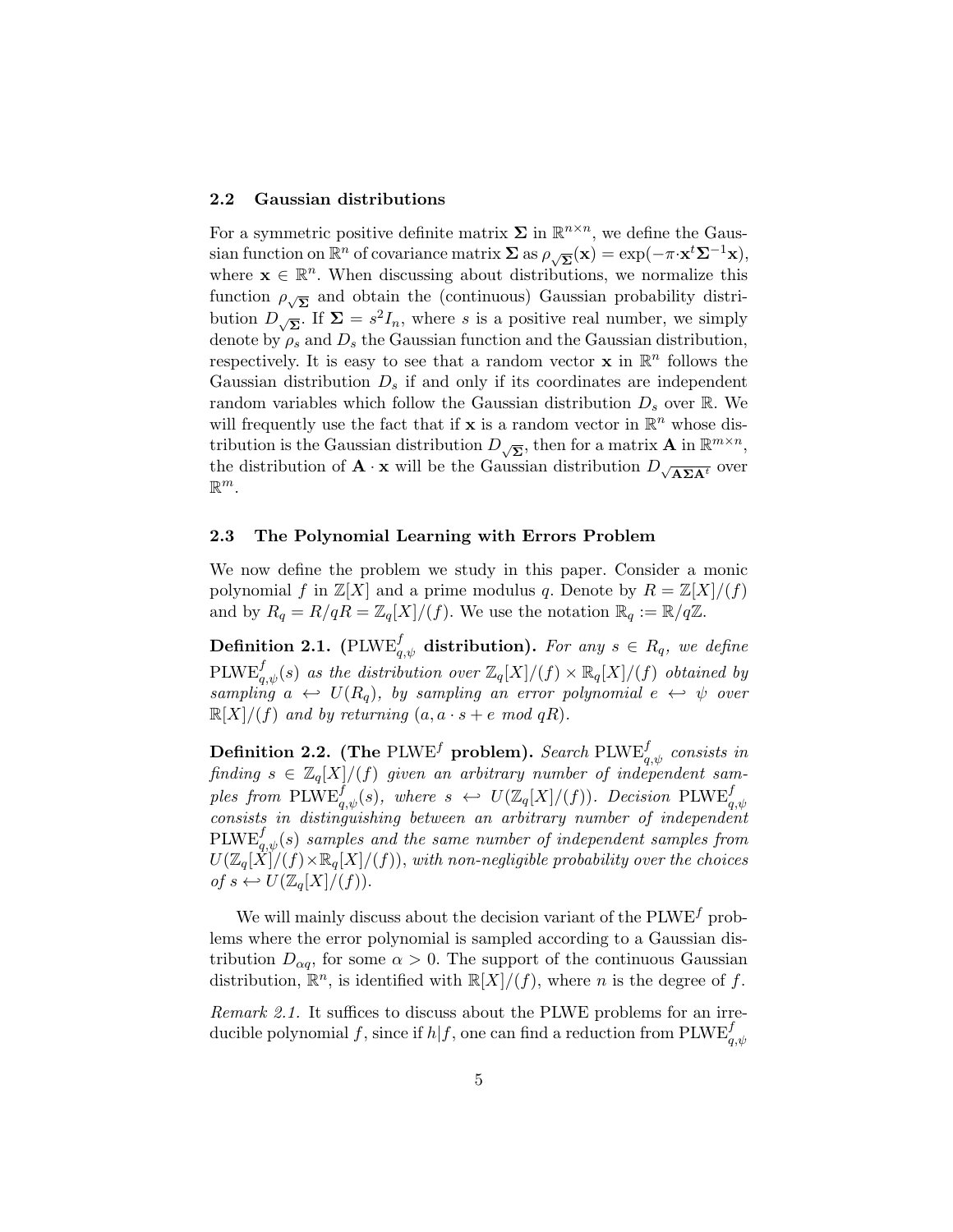### 2.2 Gaussian distributions

For a symmetric positive definite matrix $\mathbf{\Sigma}$ in $\mathbb{R}^{n \times n}$, we define the Gaussian function on $\mathbb{R}^n$ of covariance matrix $\mathbf{\Sigma}$ as $\rho_{\sqrt{\mathbf{\Sigma}}}(\mathbf{x}) = \exp(-\pi \cdot \mathbf{x}^t \mathbf{\Sigma}^{-1} \mathbf{x})$, where $\mathbf{x} \in \mathbb{R}^n$. When discussing about distributions, we normalize this function $\rho_{\sqrt{\mathbf{\Sigma}}}$ and obtain the (continuous) Gaussian probability distribution $D_{\sqrt{\mathbf{\Sigma}}}$. If $\mathbf{\Sigma} = s^2 I_n$, where $s$ is a positive real number, we simply denote by $\rho_s$ and $D_s$ the Gaussian function and the Gaussian distribution, respectively. It is easy to see that a random vector $\mathbf{x}$ in $\mathbb{R}^n$ follows the Gaussian distribution $D_s$ if and only if its coordinates are independent random variables which follow the Gaussian distribution $D_s$ over $\mathbb{R}$. We will frequently use the fact that if $\mathbf{x}$ is a random vector in $\mathbb{R}^n$ whose distribution is the Gaussian distribution $D_{\sqrt{\mathbf{\Sigma}}}$, then for a matrix $\mathbf{A}$ in $\mathbb{R}^{m \times n}$, the distribution of $\mathbf{A} \cdot \mathbf{x}$ will be the Gaussian distribution $D_{\sqrt{\mathbf{A \Sigma A}^t}}$ over $\mathbb{R}^m$.

### 2.3 The Polynomial Learning with Errors Problem

We now define the problem we study in this paper. Consider a monic polynomial $f$ in $\mathbb{Z}[X]$ and a prime modulus $q$. Denote by $R = \mathbb{Z}[X]/(f)$ and by $R_q = R/qR = \mathbb{Z}_q[X]/(f)$. We use the notation $\mathbb{R}_q := \mathbb{R}/q\mathbb{Z}$.

**Definition 2.1.** **($\mathrm{PLWE}^f_{q,\psi}$ distribution).** *For any $s \in R_q$, we define $\mathrm{PLWE}^f_{q,\psi}(s)$ as the distribution over $\mathbb{Z}_q[X]/(f) \times \mathbb{R}_q[X]/(f)$ obtained by sampling $a \hookleftarrow U(R_q)$, by sampling an error polynomial $e \hookleftarrow \psi$ over $\mathbb{R}[X]/(f)$ and by returning $(a, a \cdot s + e \bmod qR)$.*

**Definition 2.2.** **(The $\mathrm{PLWE}^f$ problem).** *Search $\mathrm{PLWE}^f_{q,\psi}$ consists in finding $s \in \mathbb{Z}_q[X]/(f)$ given an arbitrary number of independent samples from $\mathrm{PLWE}^f_{q,\psi}(s)$, where $s \hookleftarrow U(\mathbb{Z}_q[X]/(f))$. Decision $\mathrm{PLWE}^f_{q,\psi}$ consists in distinguishing between an arbitrary number of independent $\mathrm{PLWE}^f_{q,\psi}(s)$ samples and the same number of independent samples from $U(\mathbb{Z}_q[X]/(f) \times \mathbb{R}_q[X]/(f))$, with non-negligible probability over the choices of $s \hookleftarrow U(\mathbb{Z}_q[X]/(f))$.*

We will mainly discuss about the decision variant of the $\mathrm{PLWE}^f$ problems where the error polynomial is sampled according to a Gaussian distribution $D_{\alpha q}$, for some $\alpha > 0$. The support of the continuous Gaussian distribution, $\mathbb{R}^n$, is identified with $\mathbb{R}[X]/(f)$, where $n$ is the degree of $f$.

*Remark 2.1.* It suffices to discuss about the PLWE problems for an irreducible polynomial $f$, since if $h|f$, one can find a reduction from $\mathrm{PLWE}^f_{q,\psi}$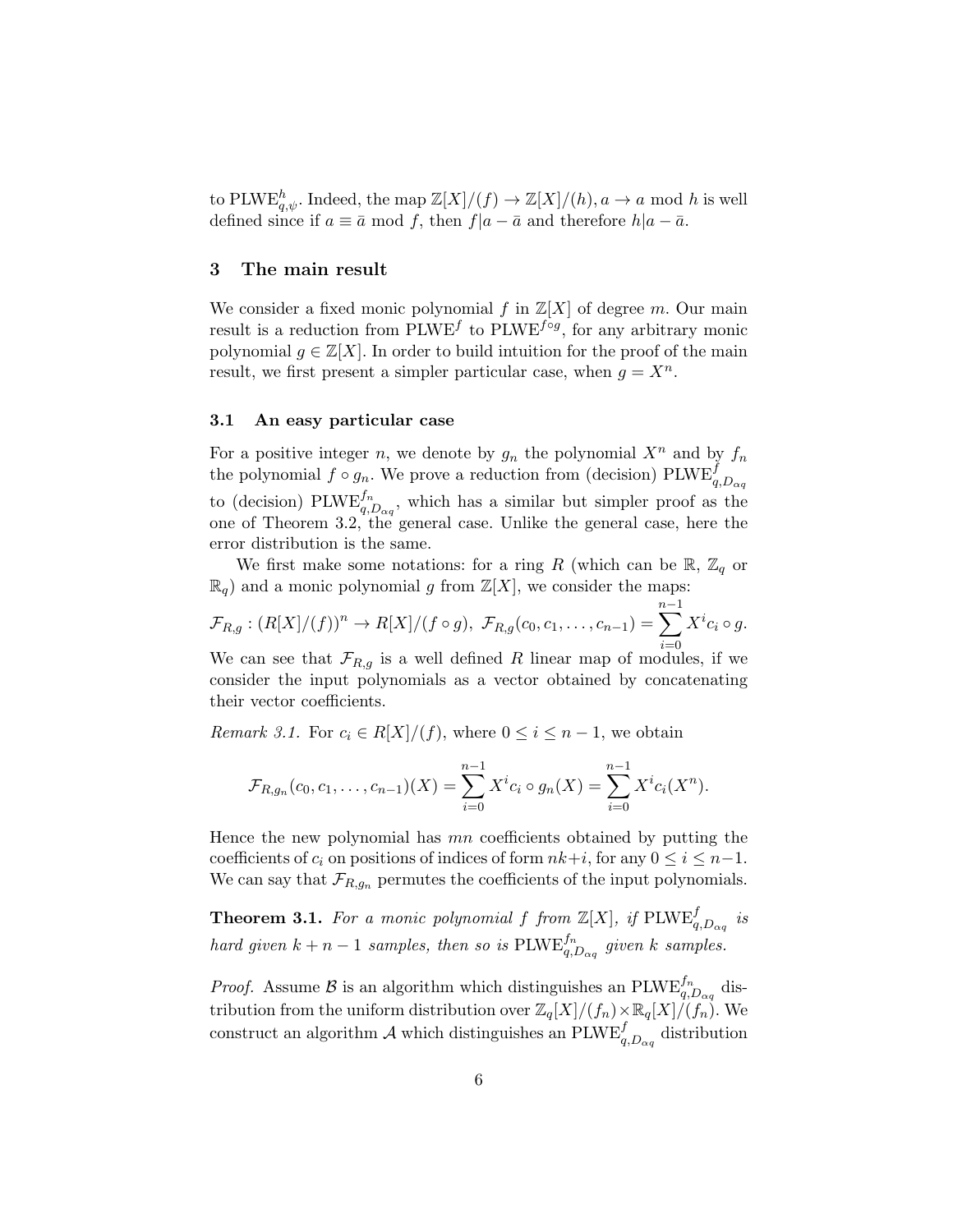to $\mathrm{PLWE}^h_{q,\psi}$. Indeed, the map $\mathbb{Z}[X]/(f) \to \mathbb{Z}[X]/(h), a \to a \bmod h$ is well defined since if $a \equiv \bar{a} \bmod f$, then $f | a - \bar{a}$ and therefore $h | a - \bar{a}$.

## 3 The main result

We consider a fixed monic polynomial $f$ in $\mathbb{Z}[X]$ of degree $m$. Our main result is a reduction from $\mathrm{PLWE}^f$ to $\mathrm{PLWE}^{f \circ g}$, for any arbitrary monic polynomial $g \in \mathbb{Z}[X]$. In order to build intuition for the proof of the main result, we first present a simpler particular case, when $g = X^n$.

### 3.1 An easy particular case

For a positive integer $n$, we denote by $g_n$ the polynomial $X^n$ and by $f_n$ the polynomial $f \circ g_n$. We prove a reduction from (decision) $\mathrm{PLWE}^f_{q,D_{\alpha q}}$ to (decision) $\mathrm{PLWE}^{f_n}_{q,D_{\alpha q}}$, which has a similar but simpler proof as the one of Theorem 3.2, the general case. Unlike the general case, here the error distribution is the same.

We first make some notations: for a ring $R$ (which can be $\mathbb{R}$, $\mathbb{Z}_q$ or $\mathbb{R}_q$) and a monic polynomial $g$ from $\mathbb{Z}[X]$, we consider the maps:

$$\mathcal{F}_{R,g} : (R[X]/(f))^n \to R[X]/(f \circ g),\ \mathcal{F}_{R,g}(c_0, c_1, \ldots, c_{n-1}) = \sum_{i=0}^{n-1} X^i c_i \circ g.$$

We can see that $\mathcal{F}_{R,g}$ is a well defined $R$ linear map of modules, if we consider the input polynomials as a vector obtained by concatenating their vector coefficients.

*Remark 3.1.* For $c_i \in R[X]/(f)$, where $0 \leq i \leq n-1$, we obtain

$$\mathcal{F}_{R,g_n}(c_0, c_1, \ldots, c_{n-1})(X) = \sum_{i=0}^{n-1} X^i c_i \circ g_n(X) = \sum_{i=0}^{n-1} X^i c_i(X^n).$$

Hence the new polynomial has $mn$ coefficients obtained by putting the coefficients of $c_i$ on positions of indices of form $nk+i$, for any $0 \leq i \leq n-1$. We can say that $\mathcal{F}_{R,g_n}$ permutes the coefficients of the input polynomials.

**Theorem 3.1.** *For a monic polynomial $f$ from $\mathbb{Z}[X]$, if $\mathrm{PLWE}^f_{q,D_{\alpha q}}$ is hard given $k + n - 1$ samples, then so is $\mathrm{PLWE}^{f_n}_{q,D_{\alpha q}}$ given $k$ samples.*

*Proof.* Assume $\mathcal{B}$ is an algorithm which distinguishes an $\mathrm{PLWE}^{f_n}_{q,D_{\alpha q}}$ distribution from the uniform distribution over $\mathbb{Z}_q[X]/(f_n) \times \mathbb{R}_q[X]/(f_n)$. We construct an algorithm $\mathcal{A}$ which distinguishes an $\mathrm{PLWE}^f_{q,D_{\alpha q}}$ distribution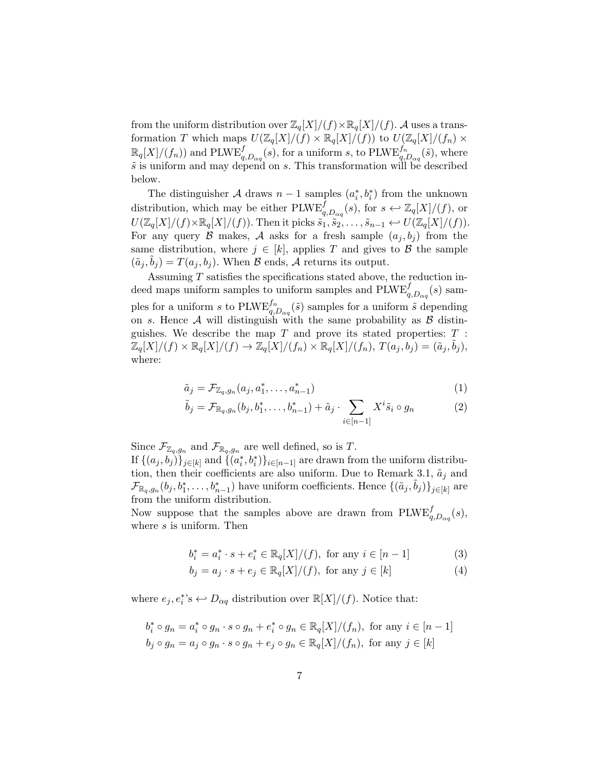from the uniform distribution over $\mathbb{Z}_q[X]/(f) \times \mathbb{R}_q[X]/(f)$. $\mathcal{A}$ uses a transformation $T$ which maps $U(\mathbb{Z}_q[X]/(f) \times \mathbb{R}_q[X]/(f))$ to $U(\mathbb{Z}_q[X]/(f_n) \times \mathbb{R}_q[X]/(f_n))$ and $\mathrm{PLWE}^{f}_{q,D_{\alpha q}}(s)$, for a uniform $s$, to $\mathrm{PLWE}^{f_n}_{q,D_{\alpha q}}(\tilde{s})$, where $\tilde{s}$ is uniform and may depend on $s$. This transformation will be described below.

The distinguisher $\mathcal{A}$ draws $n-1$ samples $(a_i^*, b_i^*)$ from the unknown distribution, which may be either $\mathrm{PLWE}^{f}_{q,D_{\alpha q}}(s)$, for $s \hookleftarrow \mathbb{Z}_q[X]/(f)$, or $U(\mathbb{Z}_q[X]/(f) \times \mathbb{R}_q[X]/(f))$. Then it picks $\tilde{s}_1, \tilde{s}_2, \ldots, \tilde{s}_{n-1} \hookleftarrow U(\mathbb{Z}_q[X]/(f))$. For any query $\mathcal{B}$ makes, $\mathcal{A}$ asks for a fresh sample $(a_j, b_j)$ from the same distribution, where $j \in [k]$, applies $T$ and gives to $\mathcal{B}$ the sample $(\tilde{a}_j, \tilde{b}_j) = T(a_j, b_j)$. When $\mathcal{B}$ ends, $\mathcal{A}$ returns its output.

Assuming $T$ satisfies the specifications stated above, the reduction indeed maps uniform samples to uniform samples and $\mathrm{PLWE}^{f}_{q,D_{\alpha q}}(s)$ samples for a uniform $s$ to $\mathrm{PLWE}^{f_n}_{q,D_{\alpha q}}(\tilde{s})$ samples for a uniform $\tilde{s}$ depending on $s$. Hence $\mathcal{A}$ will distinguish with the same probability as $\mathcal{B}$ distinguishes. We describe the map $T$ and prove its stated properties: $T : \mathbb{Z}_q[X]/(f) \times \mathbb{R}_q[X]/(f) \to \mathbb{Z}_q[X]/(f_n) \times \mathbb{R}_q[X]/(f_n)$, $T(a_j, b_j) = (\tilde{a}_j, \tilde{b}_j)$, where:

$$\tilde{a}_j = \mathcal{F}_{\mathbb{Z}_q, g_n}(a_j, a_1^*, \ldots, a_{n-1}^*) \tag{1}$$

$$\tilde{b}_j = \mathcal{F}_{\mathbb{R}_q, g_n}(b_j, b_1^*, \ldots, b_{n-1}^*) + \tilde{a}_j \cdot \sum_{i \in [n-1]} X^i \tilde{s}_i \circ g_n \tag{2}$$

Since $\mathcal{F}_{\mathbb{Z}_q, g_n}$ and $\mathcal{F}_{\mathbb{R}_q, g_n}$ are well defined, so is $T$.

If $\{(a_j, b_j)\}_{j \in [k]}$ and $\{(a_i^*, b_i^*)\}_{i \in [n-1]}$ are drawn from the uniform distribution, then their coefficients are also uniform. Due to Remark 3.1, $\tilde{a}_j$ and $\mathcal{F}_{\mathbb{R}_q, g_n}(b_j, b_1^*, \ldots, b_{n-1}^*)$ have uniform coefficients. Hence $\{(\tilde{a}_j, \tilde{b}_j)\}_{j \in [k]}$ are from the uniform distribution.

Now suppose that the samples above are drawn from $\mathrm{PLWE}^{f}_{q,D_{\alpha q}}(s)$, where $s$ is uniform. Then

$$b_i^* = a_i^* \cdot s + e_i^* \in \mathbb{R}_q[X]/(f), \text{ for any } i \in [n-1] \tag{3}$$

$$b_j = a_j \cdot s + e_j \in \mathbb{R}_q[X]/(f), \text{ for any } j \in [k] \tag{4}$$

where $e_j, e_i^*$'s $\hookleftarrow D_{\alpha q}$ distribution over $\mathbb{R}[X]/(f)$. Notice that:

$$b_i^* \circ g_n = a_i^* \circ g_n \cdot s \circ g_n + e_i^* \circ g_n \in \mathbb{R}_q[X]/(f_n), \text{ for any } i \in [n-1]$$

$$b_j \circ g_n = a_j \circ g_n \cdot s \circ g_n + e_j \circ g_n \in \mathbb{R}_q[X]/(f_n), \text{ for any } j \in [k]$$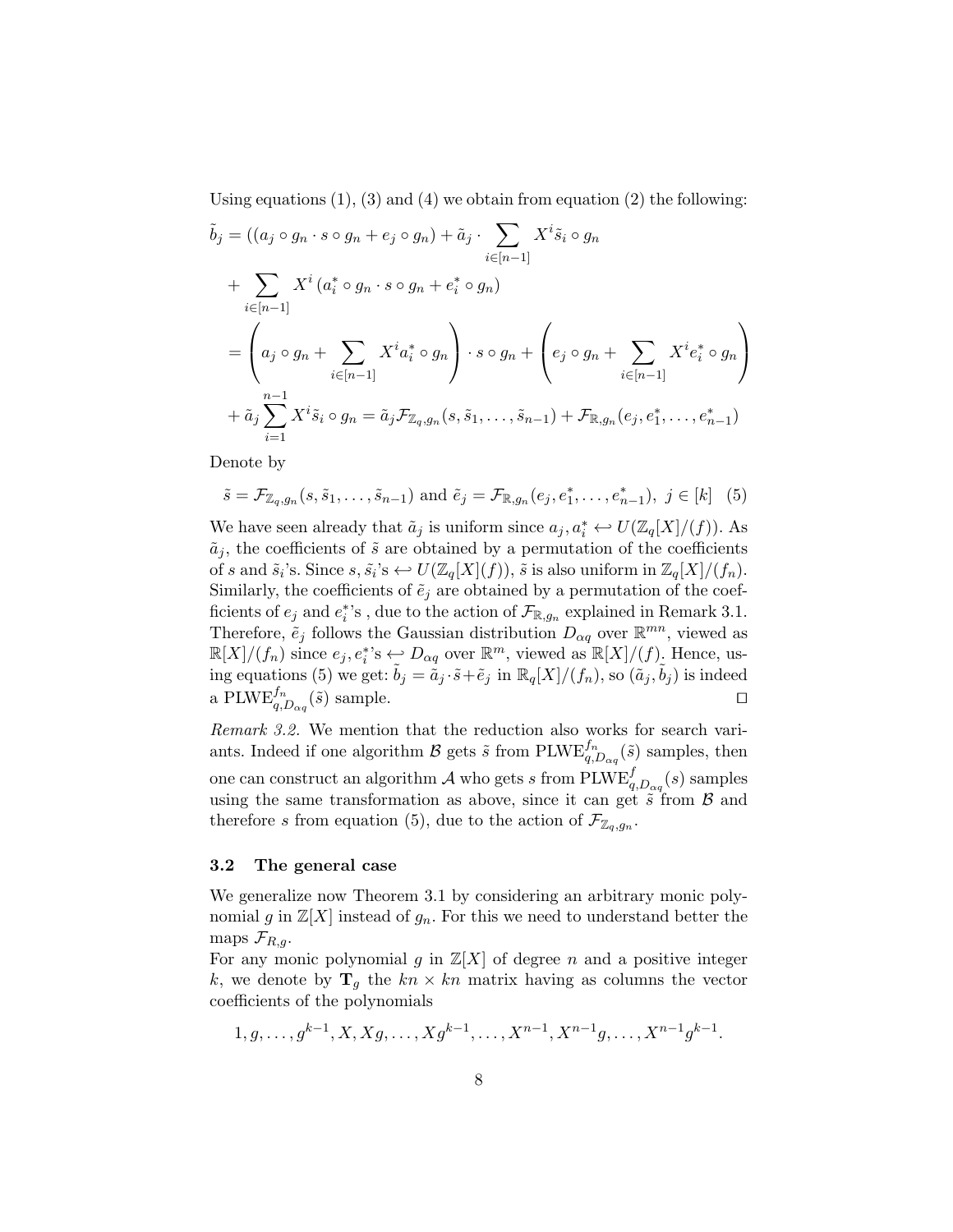Using equations (1), (3) and (4) we obtain from equation (2) the following:

$$
\begin{aligned}
\tilde{b}_j &= ((a_j \circ g_n \cdot s \circ g_n + e_j \circ g_n) + \tilde{a}_j \cdot \sum_{i \in [n-1]} X^i \tilde{s}_i \circ g_n \\
&\quad + \sum_{i \in [n-1]} X^i \left( a_i^* \circ g_n \cdot s \circ g_n + e_i^* \circ g_n \right) \\
&= \left( a_j \circ g_n + \sum_{i \in [n-1]} X^i a_i^* \circ g_n \right) \cdot s \circ g_n + \left( e_j \circ g_n + \sum_{i \in [n-1]} X^i e_i^* \circ g_n \right) \\
&\quad + \tilde{a}_j \sum_{i=1}^{n-1} X^i \tilde{s}_i \circ g_n = \tilde{a}_j \mathcal{F}_{\mathbb{Z}_q, g_n}(s, \tilde{s}_1, \ldots, \tilde{s}_{n-1}) + \mathcal{F}_{\mathbb{R}, g_n}(e_j, e_1^*, \ldots, e_{n-1}^*)
\end{aligned}
$$

Denote by

$$
\tilde{s} = \mathcal{F}_{\mathbb{Z}_q, g_n}(s, \tilde{s}_1, \ldots, \tilde{s}_{n-1}) \text{ and } \tilde{e}_j = \mathcal{F}_{\mathbb{R}, g_n}(e_j, e_1^*, \ldots, e_{n-1}^*),\ j \in [k] \quad (5)
$$

We have seen already that $\tilde{a}_j$ is uniform since $a_j, a_i^* \hookleftarrow U(\mathbb{Z}_q[X]/(f))$. As $\tilde{a}_j$, the coefficients of $\tilde{s}$ are obtained by a permutation of the coefficients of $s$ and $\tilde{s}_i$'s. Since $s, \tilde{s}_i$'s $\hookleftarrow U(\mathbb{Z}_q[X](f))$, $\tilde{s}$ is also uniform in $\mathbb{Z}_q[X]/(f_n)$. Similarly, the coefficients of $\tilde{e}_j$ are obtained by a permutation of the coefficients of $e_j$ and $e_i^*$'s , due to the action of $\mathcal{F}_{\mathbb{R}, g_n}$ explained in Remark 3.1. Therefore, $\tilde{e}_j$ follows the Gaussian distribution $D_{\alpha q}$ over $\mathbb{R}^{mn}$, viewed as $\mathbb{R}[X]/(f_n)$ since $e_j, e_i^*$'s $\hookleftarrow D_{\alpha q}$ over $\mathbb{R}^m$, viewed as $\mathbb{R}[X]/(f)$. Hence, using equations (5) we get: $\tilde{b}_j = \tilde{a}_j \cdot \tilde{s} + \tilde{e}_j$ in $\mathbb{R}_q[X]/(f_n)$, so $(\tilde{a}_j, \tilde{b}_j)$ is indeed a $\mathrm{PLWE}^{f_n}_{q, D_{\alpha q}}(\tilde{s})$ sample. □

*Remark 3.2.* We mention that the reduction also works for search variants. Indeed if one algorithm $\mathcal{B}$ gets $\tilde{s}$ from $\mathrm{PLWE}^{f_n}_{q, D_{\alpha q}}(\tilde{s})$ samples, then one can construct an algorithm $\mathcal{A}$ who gets $s$ from $\mathrm{PLWE}^{f}_{q, D_{\alpha q}}(s)$ samples using the same transformation as above, since it can get $\tilde{s}$ from $\mathcal{B}$ and therefore $s$ from equation (5), due to the action of $\mathcal{F}_{\mathbb{Z}_q, g_n}$.

### 3.2 The general case

We generalize now Theorem 3.1 by considering an arbitrary monic polynomial $g$ in $\mathbb{Z}[X]$ instead of $g_n$. For this we need to understand better the maps $\mathcal{F}_{R,g}$.

For any monic polynomial $g$ in $\mathbb{Z}[X]$ of degree $n$ and a positive integer $k$, we denote by $\mathbf{T}_g$ the $kn \times kn$ matrix having as columns the vector coefficients of the polynomials

$$
1, g, \ldots, g^{k-1}, X, Xg, \ldots, Xg^{k-1}, \ldots, X^{n-1}, X^{n-1}g, \ldots, X^{n-1}g^{k-1}.
$$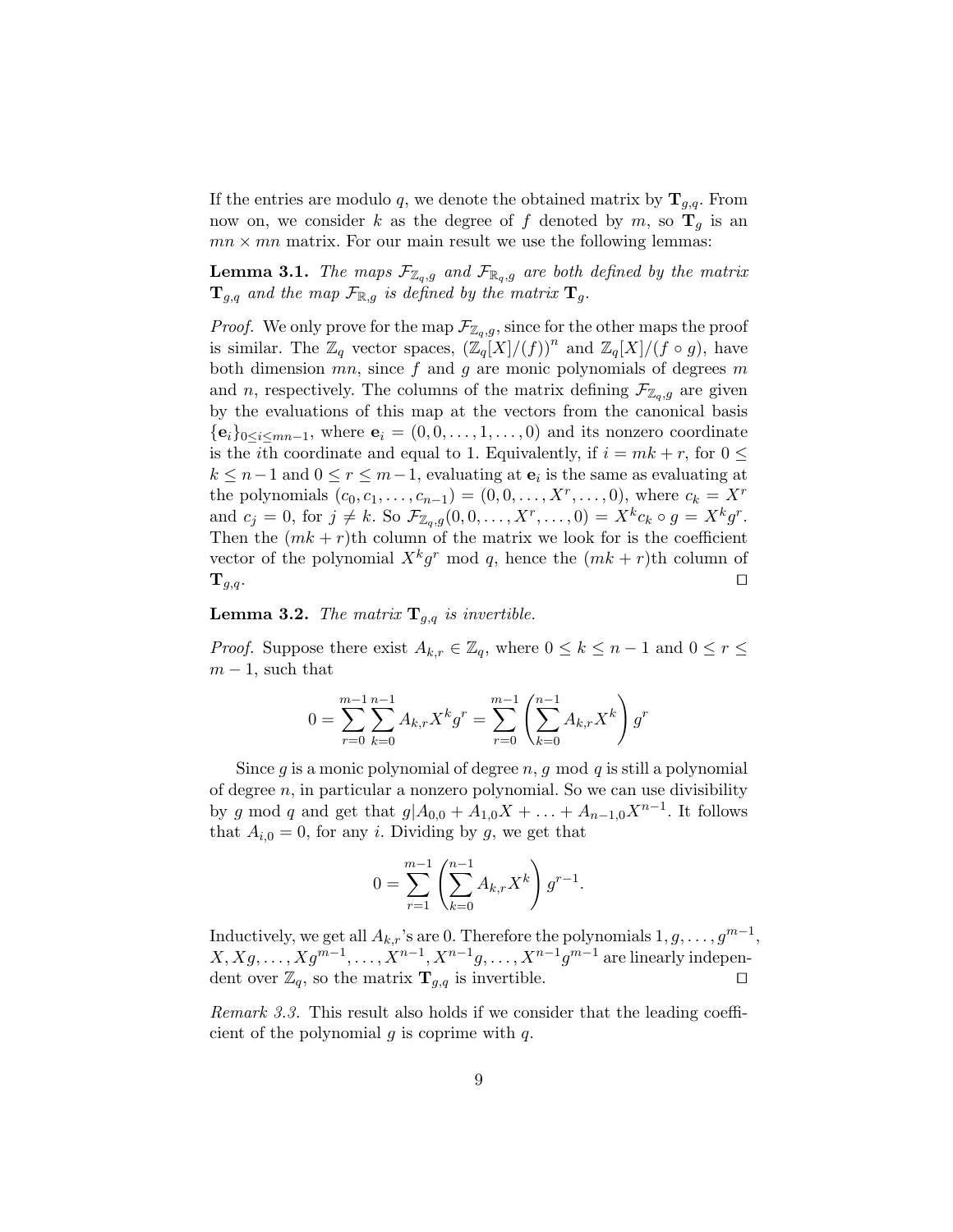If the entries are modulo $q$, we denote the obtained matrix by $\mathbf{T}_{g,q}$. From now on, we consider $k$ as the degree of $f$ denoted by $m$, so $\mathbf{T}_g$ is an $mn \times mn$ matrix. For our main result we use the following lemmas:

**Lemma 3.1.** *The maps $\mathcal{F}_{\mathbb{Z}_q,g}$ and $\mathcal{F}_{\mathbb{R}_q,g}$ are both defined by the matrix $\mathbf{T}_{g,q}$ and the map $\mathcal{F}_{\mathbb{R},g}$ is defined by the matrix $\mathbf{T}_g$.*

*Proof.* We only prove for the map $\mathcal{F}_{\mathbb{Z}_q,g}$, since for the other maps the proof is similar. The $\mathbb{Z}_q$ vector spaces, $(\mathbb{Z}_q[X]/(f))^n$ and $\mathbb{Z}_q[X]/(f \circ g)$, have both dimension $mn$, since $f$ and $g$ are monic polynomials of degrees $m$ and $n$, respectively. The columns of the matrix defining $\mathcal{F}_{\mathbb{Z}_q,g}$ are given by the evaluations of this map at the vectors from the canonical basis $\{\mathbf{e}_i\}_{0 \leq i \leq mn-1}$, where $\mathbf{e}_i = (0, 0, \ldots, 1, \ldots, 0)$ and its nonzero coordinate is the $i$th coordinate and equal to 1. Equivalently, if $i = mk + r$, for $0 \leq k \leq n-1$ and $0 \leq r \leq m-1$, evaluating at $\mathbf{e}_i$ is the same as evaluating at the polynomials $(c_0, c_1, \ldots, c_{n-1}) = (0, 0, \ldots, X^r, \ldots, 0)$, where $c_k = X^r$ and $c_j = 0$, for $j \neq k$. So $\mathcal{F}_{\mathbb{Z}_q,g}(0, 0, \ldots, X^r, \ldots, 0) = X^k c_k \circ g = X^k g^r$. Then the $(mk + r)$th column of the matrix we look for is the coefficient vector of the polynomial $X^k g^r \bmod q$, hence the $(mk + r)$th column of $\mathbf{T}_{g,q}$. □

**Lemma 3.2.** *The matrix $\mathbf{T}_{g,q}$ is invertible.*

*Proof.* Suppose there exist $A_{k,r} \in \mathbb{Z}_q$, where $0 \leq k \leq n-1$ and $0 \leq r \leq m-1$, such that

$$0 = \sum_{r=0}^{m-1} \sum_{k=0}^{n-1} A_{k,r} X^k g^r = \sum_{r=0}^{m-1} \left( \sum_{k=0}^{n-1} A_{k,r} X^k \right) g^r$$

Since $g$ is a monic polynomial of degree $n$, $g \bmod q$ is still a polynomial of degree $n$, in particular a nonzero polynomial. So we can use divisibility by $g \bmod q$ and get that $g | A_{0,0} + A_{1,0} X + \ldots + A_{n-1,0} X^{n-1}$. It follows that $A_{i,0} = 0$, for any $i$. Dividing by $g$, we get that

$$0 = \sum_{r=1}^{m-1} \left( \sum_{k=0}^{n-1} A_{k,r} X^k \right) g^{r-1}.$$

Inductively, we get all $A_{k,r}$'s are 0. Therefore the polynomials $1, g, \ldots, g^{m-1}$, $X, Xg, \ldots, Xg^{m-1}, \ldots, X^{n-1}, X^{n-1}g, \ldots, X^{n-1}g^{m-1}$ are linearly independent over $\mathbb{Z}_q$, so the matrix $\mathbf{T}_{g,q}$ is invertible. □

*Remark 3.3.* This result also holds if we consider that the leading coefficient of the polynomial $g$ is coprime with $q$.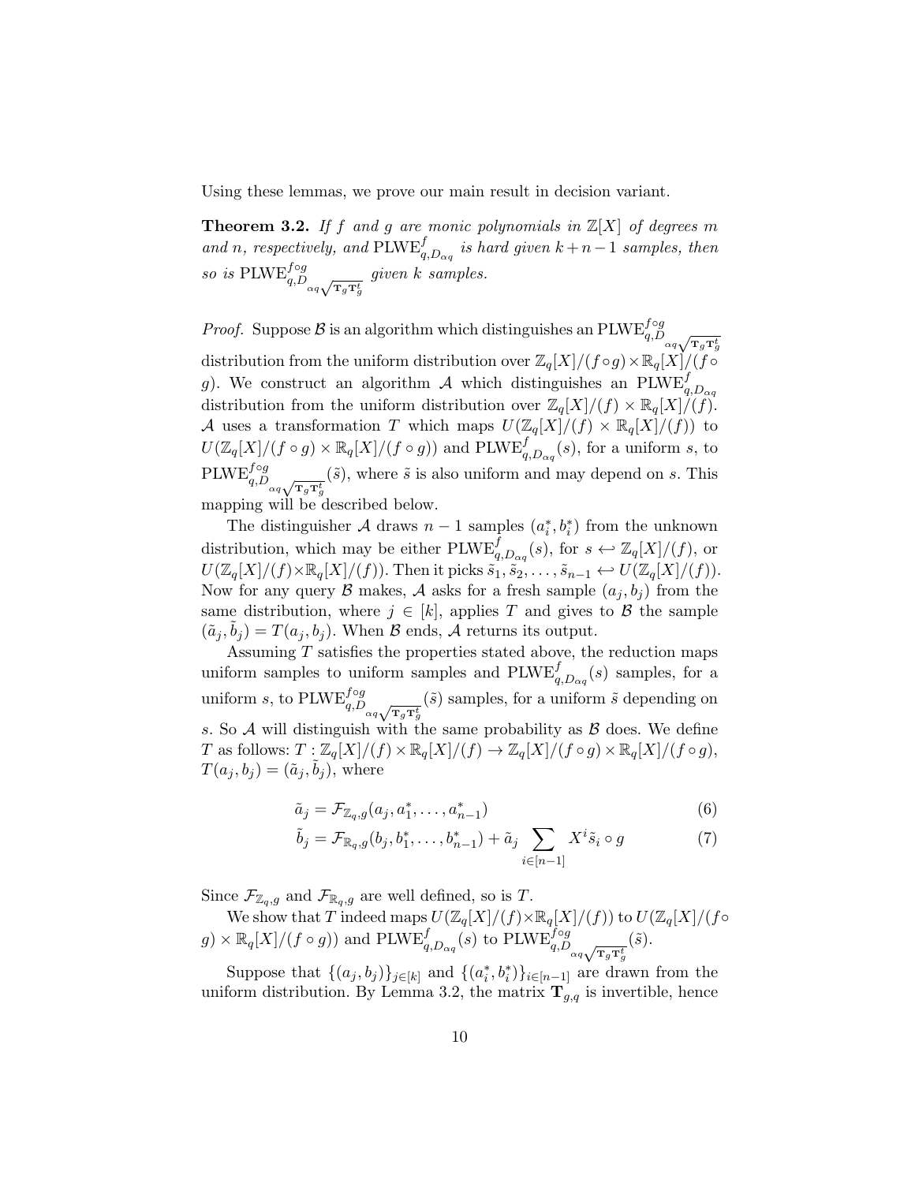Using these lemmas, we prove our main result in decision variant.

**Theorem 3.2.** *If $f$ and $g$ are monic polynomials in $\mathbb{Z}[X]$ of degrees $m$ and $n$, respectively, and $\mathrm{PLWE}^{f}_{q,D_{\alpha q}}$ is hard given $k+n-1$ samples, then so is $\mathrm{PLWE}^{f\circ g}_{q,D_{\alpha q\sqrt{\mathbf{T}_g\mathbf{T}_g^t}}}$ given $k$ samples.*

*Proof.* Suppose $\mathcal{B}$ is an algorithm which distinguishes an $\mathrm{PLWE}^{f\circ g}_{q,D_{\alpha q\sqrt{\mathbf{T}_g\mathbf{T}_g^t}}}$ distribution from the uniform distribution over $\mathbb{Z}_q[X]/(f\circ g)\times\mathbb{R}_q[X]/(f\circ g)$. We construct an algorithm $\mathcal{A}$ which distinguishes an $\mathrm{PLWE}^{f}_{q,D_{\alpha q}}$ distribution from the uniform distribution over $\mathbb{Z}_q[X]/(f)\times\mathbb{R}_q[X]/(f)$. $\mathcal{A}$ uses a transformation $T$ which maps $U(\mathbb{Z}_q[X]/(f)\times\mathbb{R}_q[X]/(f))$ to $U(\mathbb{Z}_q[X]/(f\circ g)\times\mathbb{R}_q[X]/(f\circ g))$ and $\mathrm{PLWE}^{f}_{q,D_{\alpha q}}(s)$, for a uniform $s$, to $\mathrm{PLWE}^{f\circ g}_{q,D_{\alpha q\sqrt{\mathbf{T}_g\mathbf{T}_g^t}}}(\tilde{s})$, where $\tilde{s}$ is also uniform and may depend on $s$. This mapping will be described below.

The distinguisher $\mathcal{A}$ draws $n-1$ samples $(a_i^*,b_i^*)$ from the unknown distribution, which may be either $\mathrm{PLWE}^{f}_{q,D_{\alpha q}}(s)$, for $s\hookleftarrow\mathbb{Z}_q[X]/(f)$, or $U(\mathbb{Z}_q[X]/(f)\times\mathbb{R}_q[X]/(f))$. Then it picks $\tilde{s}_1,\tilde{s}_2,\ldots,\tilde{s}_{n-1}\hookleftarrow U(\mathbb{Z}_q[X]/(f))$. Now for any query $\mathcal{B}$ makes, $\mathcal{A}$ asks for a fresh sample $(a_j,b_j)$ from the same distribution, where $j\in[k]$, applies $T$ and gives to $\mathcal{B}$ the sample $(\tilde{a}_j,\tilde{b}_j)=T(a_j,b_j)$. When $\mathcal{B}$ ends, $\mathcal{A}$ returns its output.

Assuming $T$ satisfies the properties stated above, the reduction maps uniform samples to uniform samples and $\mathrm{PLWE}^{f}_{q,D_{\alpha q}}(s)$ samples, for a uniform $s$, to $\mathrm{PLWE}^{f\circ g}_{q,D_{\alpha q\sqrt{\mathbf{T}_g\mathbf{T}_g^t}}}(\tilde{s})$ samples, for a uniform $\tilde{s}$ depending on $s$. So $\mathcal{A}$ will distinguish with the same probability as $\mathcal{B}$ does. We define $T$ as follows: $T:\mathbb{Z}_q[X]/(f)\times\mathbb{R}_q[X]/(f)\to\mathbb{Z}_q[X]/(f\circ g)\times\mathbb{R}_q[X]/(f\circ g)$, $T(a_j,b_j)=(\tilde{a}_j,\tilde{b}_j)$, where

$$\tilde{a}_j=\mathcal{F}_{\mathbb{Z}_q,g}(a_j,a_1^*,\ldots,a_{n-1}^*) \tag{6}$$

$$\tilde{b}_j=\mathcal{F}_{\mathbb{R}_q,g}(b_j,b_1^*,\ldots,b_{n-1}^*)+\tilde{a}_j\sum_{i\in[n-1]}X^i\tilde{s}_i\circ g \tag{7}$$

Since $\mathcal{F}_{\mathbb{Z}_q,g}$ and $\mathcal{F}_{\mathbb{R}_q,g}$ are well defined, so is $T$.

We show that $T$ indeed maps $U(\mathbb{Z}_q[X]/(f)\times\mathbb{R}_q[X]/(f))$ to $U(\mathbb{Z}_q[X]/(f\circ g)\times\mathbb{R}_q[X]/(f\circ g))$ and $\mathrm{PLWE}^{f}_{q,D_{\alpha q}}(s)$ to $\mathrm{PLWE}^{f\circ g}_{q,D_{\alpha q\sqrt{\mathbf{T}_g\mathbf{T}_g^t}}}(\tilde{s})$.

Suppose that $\{(a_j,b_j)\}_{j\in[k]}$ and $\{(a_i^*,b_i^*)\}_{i\in[n-1]}$ are drawn from the uniform distribution. By Lemma 3.2, the matrix $\mathbf{T}_{g,q}$ is invertible, hence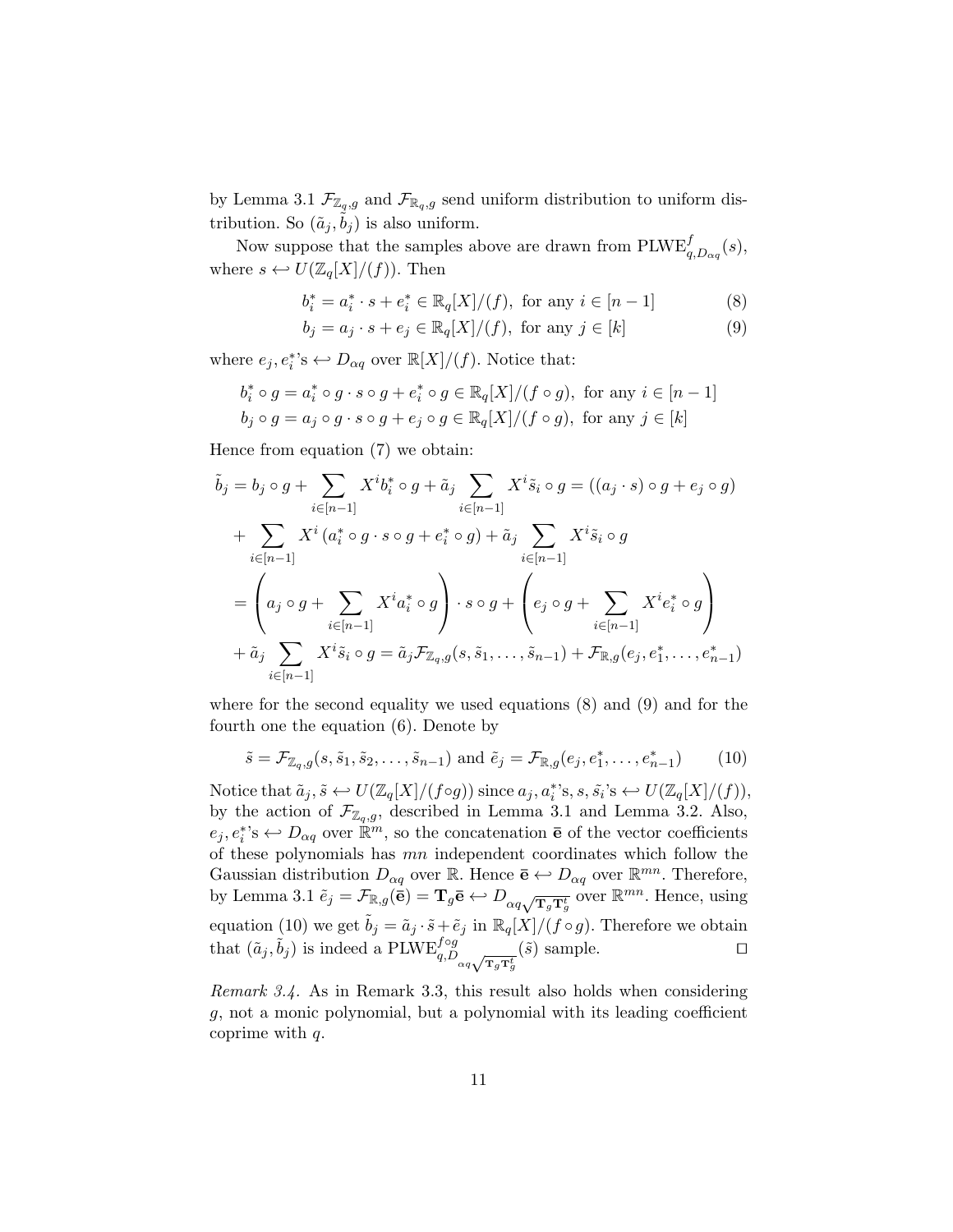by Lemma 3.1 $\mathcal{F}_{\mathbb{Z}_q,g}$ and $\mathcal{F}_{\mathbb{R}_q,g}$ send uniform distribution to uniform distribution. So $(\tilde{a}_j, \tilde{b}_j)$ is also uniform.

Now suppose that the samples above are drawn from $\mathrm{PLWE}^f_{q,D_{\alpha q}}(s)$, where $s \hookleftarrow U(\mathbb{Z}_q[X]/(f))$. Then

$$b_i^* = a_i^* \cdot s + e_i^* \in \mathbb{R}_q[X]/(f), \text{ for any } i \in [n-1] \tag{8}$$

$$b_j = a_j \cdot s + e_j \in \mathbb{R}_q[X]/(f), \text{ for any } j \in [k] \tag{9}$$

where $e_j, e_i^*$'s $\hookleftarrow D_{\alpha q}$ over $\mathbb{R}[X]/(f)$. Notice that:

$$b_i^* \circ g = a_i^* \circ g \cdot s \circ g + e_i^* \circ g \in \mathbb{R}_q[X]/(f \circ g), \text{ for any } i \in [n-1]$$

$$b_j \circ g = a_j \circ g \cdot s \circ g + e_j \circ g \in \mathbb{R}_q[X]/(f \circ g), \text{ for any } j \in [k]$$

Hence from equation (7) we obtain:

$$\begin{aligned}
\tilde{b}_j &= b_j \circ g + \sum_{i\in[n-1]} X^i b_i^* \circ g + \tilde{a}_j \sum_{i\in[n-1]} X^i \tilde{s}_i \circ g = ((a_j \cdot s) \circ g + e_j \circ g) \\
&+ \sum_{i\in[n-1]} X^i \left(a_i^* \circ g \cdot s \circ g + e_i^* \circ g\right) + \tilde{a}_j \sum_{i\in[n-1]} X^i \tilde{s}_i \circ g \\
&= \left(a_j \circ g + \sum_{i\in[n-1]} X^i a_i^* \circ g\right) \cdot s \circ g + \left(e_j \circ g + \sum_{i\in[n-1]} X^i e_i^* \circ g\right) \\
&+ \tilde{a}_j \sum_{i\in[n-1]} X^i \tilde{s}_i \circ g = \tilde{a}_j \mathcal{F}_{\mathbb{Z}_q,g}(s, \tilde{s}_1, \ldots, \tilde{s}_{n-1}) + \mathcal{F}_{\mathbb{R},g}(e_j, e_1^*, \ldots, e_{n-1}^*)
\end{aligned}$$

where for the second equality we used equations (8) and (9) and for the fourth one the equation (6). Denote by

$$\tilde{s} = \mathcal{F}_{\mathbb{Z}_q,g}(s, \tilde{s}_1, \tilde{s}_2, \ldots, \tilde{s}_{n-1}) \text{ and } \tilde{e}_j = \mathcal{F}_{\mathbb{R},g}(e_j, e_1^*, \ldots, e_{n-1}^*) \tag{10}$$

Notice that $\tilde{a}_j, \tilde{s} \hookleftarrow U(\mathbb{Z}_q[X]/(f \circ g))$ since $a_j, a_i^*$'s, $s, \tilde{s_i}$'s $\hookleftarrow U(\mathbb{Z}_q[X]/(f))$, by the action of $\mathcal{F}_{\mathbb{Z}_q,g}$, described in Lemma 3.1 and Lemma 3.2. Also, $e_j, e_i^*$'s $\hookleftarrow D_{\alpha q}$ over $\mathbb{R}^m$, so the concatenation $\bar{\mathbf{e}}$ of the vector coefficients of these polynomials has $mn$ independent coordinates which follow the Gaussian distribution $D_{\alpha q}$ over $\mathbb{R}$. Hence $\bar{\mathbf{e}} \hookleftarrow D_{\alpha q}$ over $\mathbb{R}^{mn}$. Therefore, by Lemma 3.1 $\tilde{e}_j = \mathcal{F}_{\mathbb{R},g}(\bar{\mathbf{e}}) = \mathbf{T}_g \bar{\mathbf{e}} \hookleftarrow D_{\alpha q \sqrt{\mathbf{T}_g \mathbf{T}_g^t}}$ over $\mathbb{R}^{mn}$. Hence, using equation (10) we get $\tilde{b}_j = \tilde{a}_j \cdot \tilde{s} + \tilde{e}_j$ in $\mathbb{R}_q[X]/(f \circ g)$. Therefore we obtain that $(\tilde{a}_j, \tilde{b}_j)$ is indeed a $\mathrm{PLWE}^{f\circ g}_{q,D_{\alpha q\sqrt{\mathbf{T}_g \mathbf{T}_g^t}}}(\tilde{s})$ sample. $\square$

*Remark 3.4.* As in Remark 3.3, this result also holds when considering $g$, not a monic polynomial, but a polynomial with its leading coefficient coprime with $q$.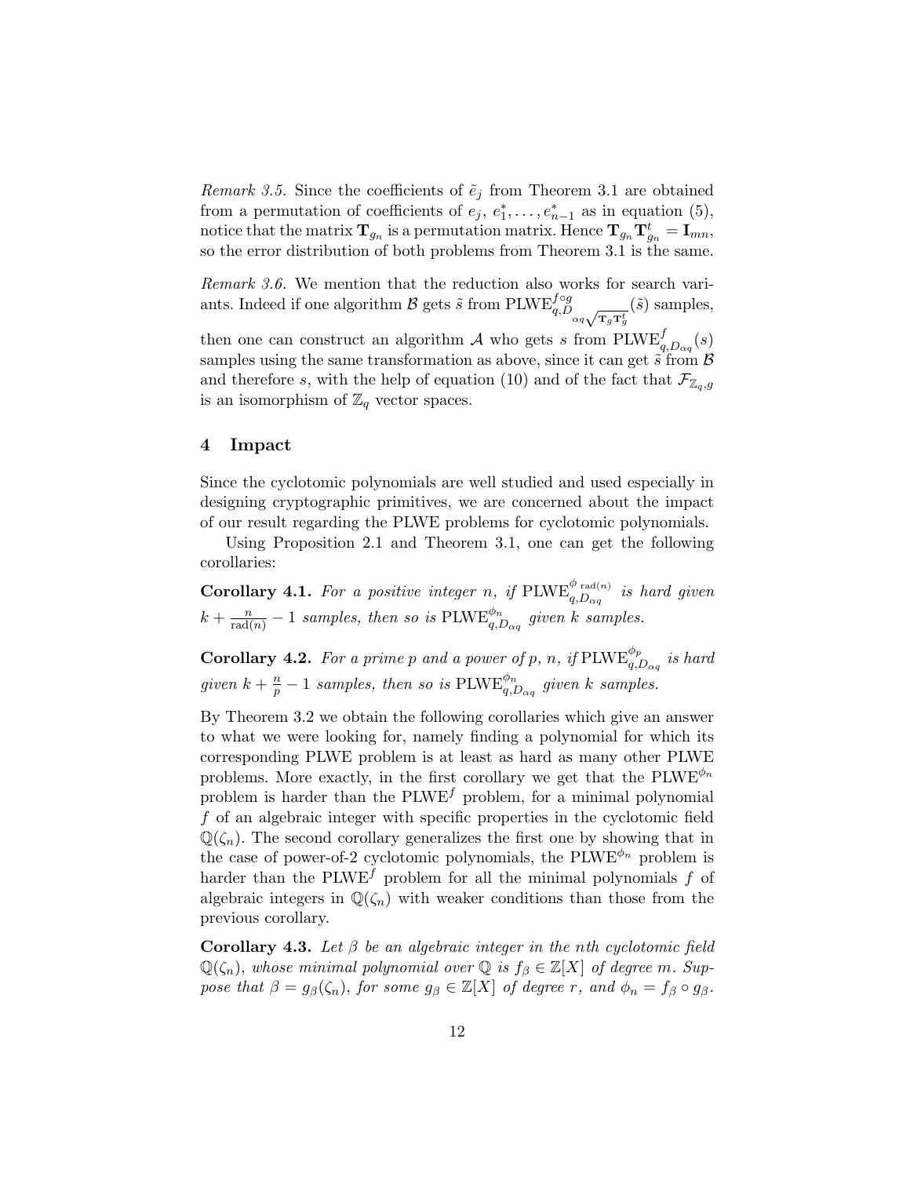*Remark 3.5.* Since the coefficients of $\tilde{e}_j$ from Theorem 3.1 are obtained from a permutation of coefficients of $e_j$, $e_1^*, \dots, e_{n-1}^*$ as in equation (5), notice that the matrix $\mathbf{T}_{g_n}$ is a permutation matrix. Hence $\mathbf{T}_{g_n}\mathbf{T}_{g_n}^t = \mathbf{I}_{mn}$, so the error distribution of both problems from Theorem 3.1 is the same.

*Remark 3.6.* We mention that the reduction also works for search variants. Indeed if one algorithm $\mathcal{B}$ gets $\tilde{s}$ from $\mathrm{PLWE}^{f\circ g}_{q,D_{\alpha q\sqrt{\mathbf{T}_g\mathbf{T}_g^t}}}(\tilde{s})$ samples, then one can construct an algorithm $\mathcal{A}$ who gets $s$ from $\mathrm{PLWE}^{f}_{q,D_{\alpha q}}(s)$ samples using the same transformation as above, since it can get $\tilde{s}$ from $\mathcal{B}$ and therefore $s$, with the help of equation (10) and of the fact that $\mathcal{F}_{\mathbb{Z}_q,g}$ is an isomorphism of $\mathbb{Z}_q$ vector spaces.

## 4 Impact

Since the cyclotomic polynomials are well studied and used especially in designing cryptographic primitives, we are concerned about the impact of our result regarding the PLWE problems for cyclotomic polynomials.

Using Proposition 2.1 and Theorem 3.1, one can get the following corollaries:

**Corollary 4.1.** *For a positive integer $n$, if $\mathrm{PLWE}^{\phi_{\,\mathrm{rad}(n)}}_{q,D_{\alpha q}}$ is hard given $k + \frac{n}{\mathrm{rad}(n)} - 1$ samples, then so is $\mathrm{PLWE}^{\phi_n}_{q,D_{\alpha q}}$ given $k$ samples.*

**Corollary 4.2.** *For a prime $p$ and a power of $p$, $n$, if $\mathrm{PLWE}^{\phi_p}_{q,D_{\alpha q}}$ is hard given $k + \frac{n}{p} - 1$ samples, then so is $\mathrm{PLWE}^{\phi_n}_{q,D_{\alpha q}}$ given $k$ samples.*

By Theorem 3.2 we obtain the following corollaries which give an answer to what we were looking for, namely finding a polynomial for which its corresponding PLWE problem is at least as hard as many other PLWE problems. More exactly, in the first corollary we get that the $\mathrm{PLWE}^{\phi_n}$ problem is harder than the $\mathrm{PLWE}^{f}$ problem, for a minimal polynomial $f$ of an algebraic integer with specific properties in the cyclotomic field $\mathbb{Q}(\zeta_n)$. The second corollary generalizes the first one by showing that in the case of power-of-2 cyclotomic polynomials, the $\mathrm{PLWE}^{\phi_n}$ problem is harder than the $\mathrm{PLWE}^{f}$ problem for all the minimal polynomials $f$ of algebraic integers in $\mathbb{Q}(\zeta_n)$ with weaker conditions than those from the previous corollary.

**Corollary 4.3.** *Let $\beta$ be an algebraic integer in the $n$th cyclotomic field $\mathbb{Q}(\zeta_n)$, whose minimal polynomial over $\mathbb{Q}$ is $f_\beta \in \mathbb{Z}[X]$ of degree $m$. Suppose that $\beta = g_\beta(\zeta_n)$, for some $g_\beta \in \mathbb{Z}[X]$ of degree $r$, and $\phi_n = f_\beta \circ g_\beta$.*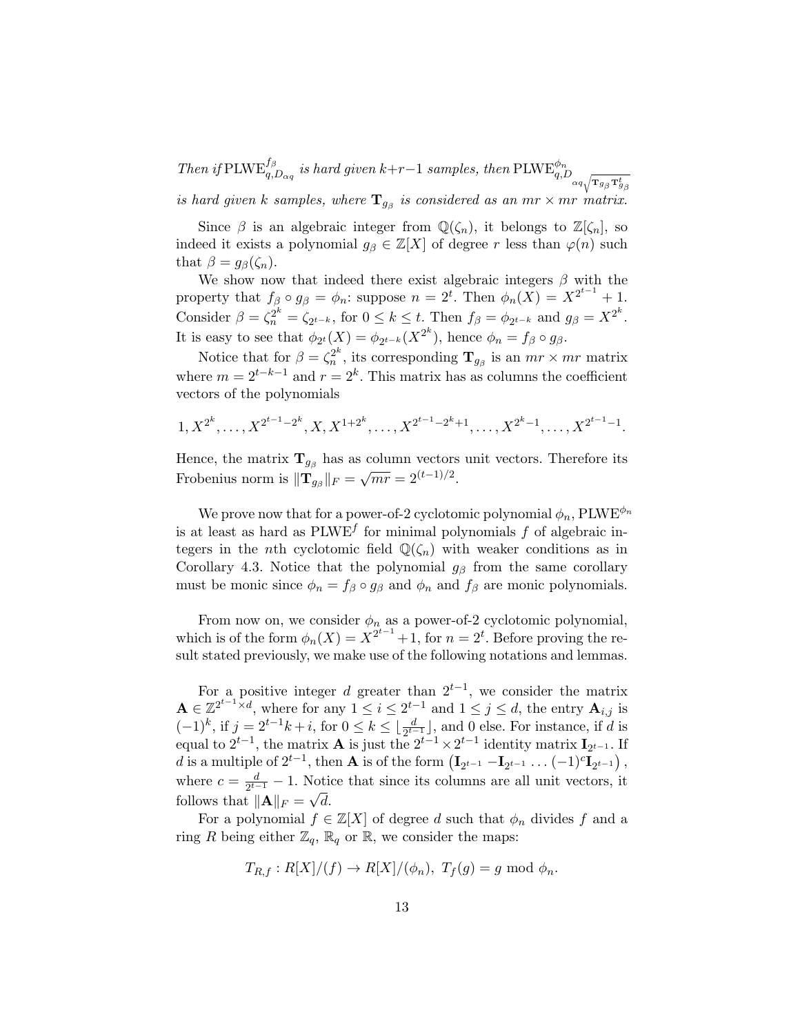*Then if* $\mathrm{PLWE}^{f_\beta}_{q,D_{\alpha q}}$ *is hard given* $k+r-1$ *samples, then* $\mathrm{PLWE}^{\phi_n}_{q,D_{\alpha q\sqrt{\mathbf{T}_{g_\beta}\mathbf{T}^t_{g_\beta}}}}$ *is hard given* $k$ *samples, where* $\mathbf{T}_{g_\beta}$ *is considered as an* $mr \times mr$ *matrix.*

Since $\beta$ is an algebraic integer from $\mathbb{Q}(\zeta_n)$, it belongs to $\mathbb{Z}[\zeta_n]$, so indeed it exists a polynomial $g_\beta \in \mathbb{Z}[X]$ of degree $r$ less than $\varphi(n)$ such that $\beta = g_\beta(\zeta_n)$.

We show now that indeed there exist algebraic integers $\beta$ with the property that $f_\beta \circ g_\beta = \phi_n$: suppose $n = 2^t$. Then $\phi_n(X) = X^{2^{t-1}} + 1$. Consider $\beta = \zeta_n^{2^k} = \zeta_{2^{t-k}}$, for $0 \leq k \leq t$. Then $f_\beta = \phi_{2^{t-k}}$ and $g_\beta = X^{2^k}$. It is easy to see that $\phi_{2^t}(X) = \phi_{2^{t-k}}(X^{2^k})$, hence $\phi_n = f_\beta \circ g_\beta$.

Notice that for $\beta = \zeta_n^{2^k}$, its corresponding $\mathbf{T}_{g_\beta}$ is an $mr \times mr$ matrix where $m = 2^{t-k-1}$ and $r = 2^k$. This matrix has as columns the coefficient vectors of the polynomials

$$1, X^{2^k}, \ldots, X^{2^{t-1}-2^k}, X, X^{1+2^k}, \ldots, X^{2^{t-1}-2^k+1}, \ldots, X^{2^k-1}, \ldots, X^{2^{t-1}-1}.$$

Hence, the matrix $\mathbf{T}_{g_\beta}$ has as column vectors unit vectors. Therefore its Frobenius norm is $\|\mathbf{T}_{g_\beta}\|_F = \sqrt{mr} = 2^{(t-1)/2}$.

We prove now that for a power-of-2 cyclotomic polynomial $\phi_n$, $\mathrm{PLWE}^{\phi_n}$ is at least as hard as $\mathrm{PLWE}^f$ for minimal polynomials $f$ of algebraic integers in the $n$th cyclotomic field $\mathbb{Q}(\zeta_n)$ with weaker conditions as in Corollary 4.3. Notice that the polynomial $g_\beta$ from the same corollary must be monic since $\phi_n = f_\beta \circ g_\beta$ and $\phi_n$ and $f_\beta$ are monic polynomials.

From now on, we consider $\phi_n$ as a power-of-2 cyclotomic polynomial, which is of the form $\phi_n(X) = X^{2^{t-1}}+1$, for $n = 2^t$. Before proving the result stated previously, we make use of the following notations and lemmas.

For a positive integer $d$ greater than $2^{t-1}$, we consider the matrix $\mathbf{A} \in \mathbb{Z}^{2^{t-1}\times d}$, where for any $1 \leq i \leq 2^{t-1}$ and $1 \leq j \leq d$, the entry $\mathbf{A}_{i,j}$ is $(-1)^k$, if $j = 2^{t-1}k+i$, for $0 \leq k \leq \lfloor \frac{d}{2^{t-1}} \rfloor$, and 0 else. For instance, if $d$ is equal to $2^{t-1}$, the matrix $\mathbf{A}$ is just the $2^{t-1}\times 2^{t-1}$ identity matrix $\mathbf{I}_{2^{t-1}}$. If $d$ is a multiple of $2^{t-1}$, then $\mathbf{A}$ is of the form $\left(\mathbf{I}_{2^{t-1}} \; -\mathbf{I}_{2^{t-1}} \; \ldots \; (-1)^c\mathbf{I}_{2^{t-1}}\right)$, where $c = \frac{d}{2^{t-1}} - 1$. Notice that since its columns are all unit vectors, it follows that $\|\mathbf{A}\|_F = \sqrt{d}$.

For a polynomial $f \in \mathbb{Z}[X]$ of degree $d$ such that $\phi_n$ divides $f$ and a ring $R$ being either $\mathbb{Z}_q$, $\mathbb{R}_q$ or $\mathbb{R}$, we consider the maps:

$$T_{R,f} : R[X]/(f) \to R[X]/(\phi_n),\ T_f(g) = g \bmod \phi_n.$$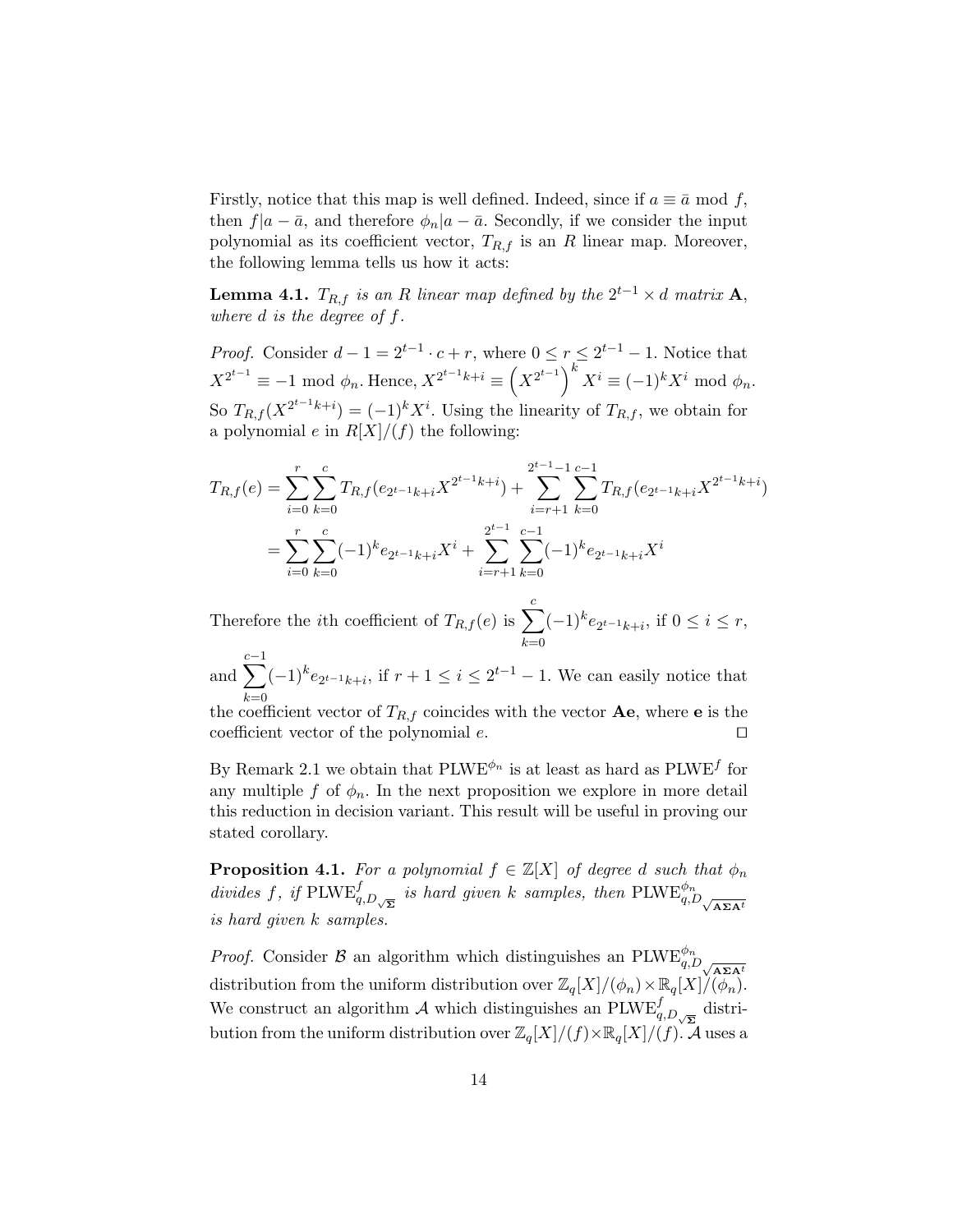Firstly, notice that this map is well defined. Indeed, since if $a \equiv \bar{a} \bmod f$, then $f | a - \bar{a}$, and therefore $\phi_n | a - \bar{a}$. Secondly, if we consider the input polynomial as its coefficient vector, $T_{R,f}$ is an $R$ linear map. Moreover, the following lemma tells us how it acts:

**Lemma 4.1.** *$T_{R,f}$ is an $R$ linear map defined by the $2^{t-1} \times d$ matrix $\mathbf{A}$, where $d$ is the degree of $f$.*

*Proof.* Consider $d - 1 = 2^{t-1} \cdot c + r$, where $0 \leq r \leq 2^{t-1} - 1$. Notice that $X^{2^{t-1}} \equiv -1 \bmod \phi_n$. Hence, $X^{2^{t-1}k+i} \equiv \left(X^{2^{t-1}}\right)^k X^i \equiv (-1)^k X^i \bmod \phi_n$. So $T_{R,f}(X^{2^{t-1}k+i}) = (-1)^k X^i$. Using the linearity of $T_{R,f}$, we obtain for a polynomial $e$ in $R[X]/(f)$ the following:

$$
\begin{aligned}
T_{R,f}(e) &= \sum_{i=0}^{r} \sum_{k=0}^{c} T_{R,f}(e_{2^{t-1}k+i} X^{2^{t-1}k+i}) + \sum_{i=r+1}^{2^{t-1}-1} \sum_{k=0}^{c-1} T_{R,f}(e_{2^{t-1}k+i} X^{2^{t-1}k+i}) \\
&= \sum_{i=0}^{r} \sum_{k=0}^{c} (-1)^k e_{2^{t-1}k+i} X^i + \sum_{i=r+1}^{2^{t-1}} \sum_{k=0}^{c-1} (-1)^k e_{2^{t-1}k+i} X^i
\end{aligned}
$$

Therefore the $i$th coefficient of $T_{R,f}(e)$ is $\sum_{k=0}^{c} (-1)^k e_{2^{t-1}k+i}$, if $0 \leq i \leq r$, and $\sum_{k=0}^{c-1} (-1)^k e_{2^{t-1}k+i}$, if $r + 1 \leq i \leq 2^{t-1} - 1$. We can easily notice that the coefficient vector of $T_{R,f}$ coincides with the vector $\mathbf{Ae}$, where $\mathbf{e}$ is the coefficient vector of the polynomial $e$. □

By Remark 2.1 we obtain that $\mathrm{PLWE}^{\phi_n}$ is at least as hard as $\mathrm{PLWE}^f$ for any multiple $f$ of $\phi_n$. In the next proposition we explore in more detail this reduction in decision variant. This result will be useful in proving our stated corollary.

**Proposition 4.1.** *For a polynomial $f \in \mathbb{Z}[X]$ of degree $d$ such that $\phi_n$ divides $f$, if $\mathrm{PLWE}^f_{q,D_{\sqrt{\boldsymbol{\Sigma}}}}$ is hard given $k$ samples, then $\mathrm{PLWE}^{\phi_n}_{q,D_{\sqrt{\mathbf{A}\boldsymbol{\Sigma}\mathbf{A}^t}}}$ is hard given $k$ samples.*

*Proof.* Consider $\mathcal{B}$ an algorithm which distinguishes an $\mathrm{PLWE}^{\phi_n}_{q,D_{\sqrt{\mathbf{A}\boldsymbol{\Sigma}\mathbf{A}^t}}}$ distribution from the uniform distribution over $\mathbb{Z}_q[X]/(\phi_n) \times \mathbb{R}_q[X]/(\phi_n)$. We construct an algorithm $\mathcal{A}$ which distinguishes an $\mathrm{PLWE}^f_{q,D_{\sqrt{\boldsymbol{\Sigma}}}}$ distribution from the uniform distribution over $\mathbb{Z}_q[X]/(f) \times \mathbb{R}_q[X]/(f)$. $\mathcal{A}$ uses a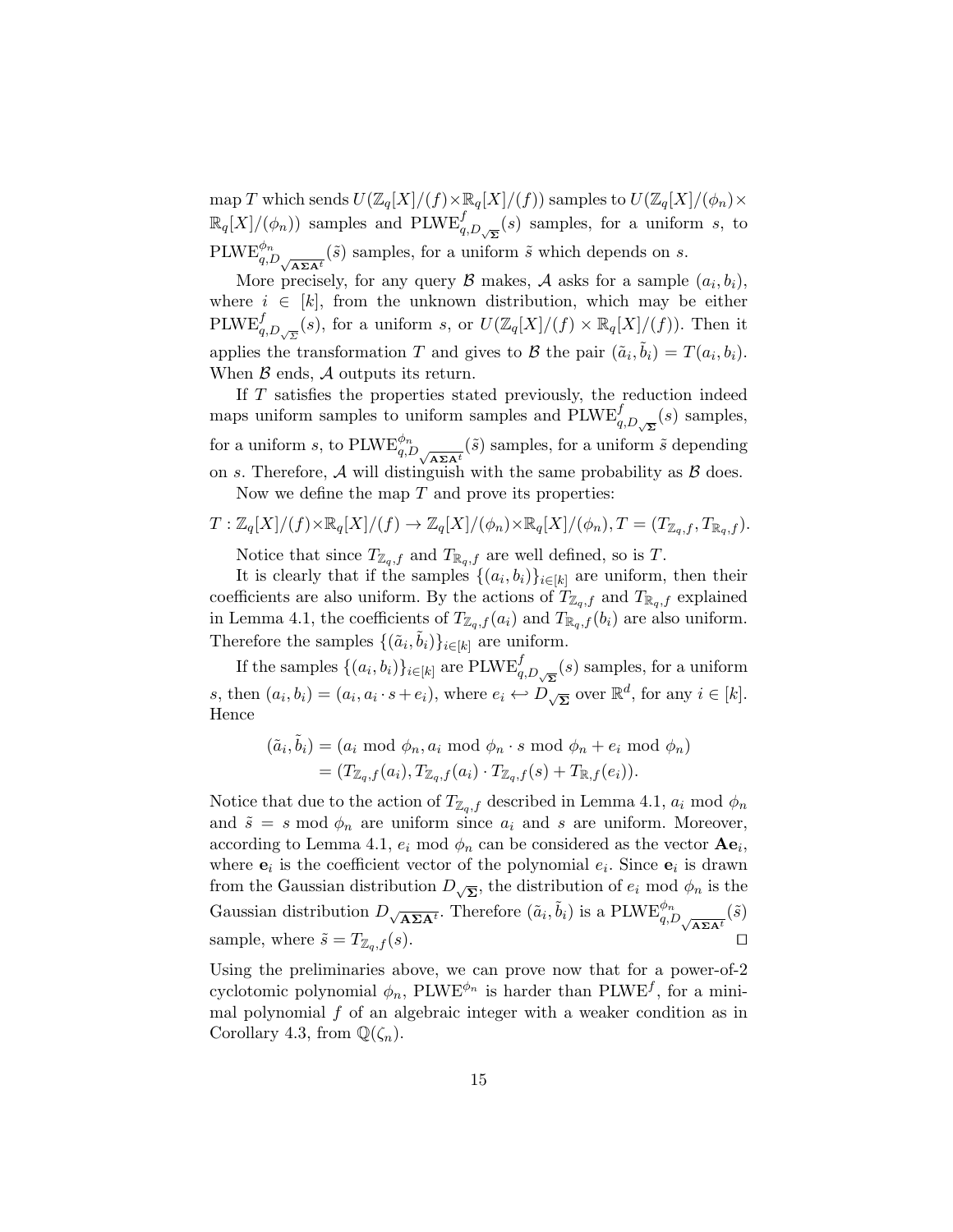map $T$ which sends $U(\mathbb{Z}_q[X]/(f)\times\mathbb{R}_q[X]/(f))$ samples to $U(\mathbb{Z}_q[X]/(\phi_n)\times\mathbb{R}_q[X]/(\phi_n))$ samples and $\mathrm{PLWE}^f_{q,D_{\sqrt{\mathbf{\Sigma}}}}(s)$ samples, for a uniform $s$, to $\mathrm{PLWE}^{\phi_n}_{q,D_{\sqrt{\mathbf{A\Sigma A}^t}}}(\tilde{s})$ samples, for a uniform $\tilde{s}$ which depends on $s$.

More precisely, for any query $\mathcal{B}$ makes, $\mathcal{A}$ asks for a sample $(a_i, b_i)$, where $i \in [k]$, from the unknown distribution, which may be either $\mathrm{PLWE}^f_{q,D_{\sqrt{\Sigma}}}(s)$, for a uniform $s$, or $U(\mathbb{Z}_q[X]/(f)\times\mathbb{R}_q[X]/(f))$. Then it applies the transformation $T$ and gives to $\mathcal{B}$ the pair $(\tilde{a}_i, \tilde{b}_i) = T(a_i, b_i)$. When $\mathcal{B}$ ends, $\mathcal{A}$ outputs its return.

If $T$ satisfies the properties stated previously, the reduction indeed maps uniform samples to uniform samples and $\mathrm{PLWE}^f_{q,D_{\sqrt{\mathbf{\Sigma}}}}(s)$ samples, for a uniform $s$, to $\mathrm{PLWE}^{\phi_n}_{q,D_{\sqrt{\mathbf{A\Sigma A}^t}}}(\tilde{s})$ samples, for a uniform $\tilde{s}$ depending on $s$. Therefore, $\mathcal{A}$ will distinguish with the same probability as $\mathcal{B}$ does.

Now we define the map $T$ and prove its properties:

$$T : \mathbb{Z}_q[X]/(f)\times\mathbb{R}_q[X]/(f) \to \mathbb{Z}_q[X]/(\phi_n)\times\mathbb{R}_q[X]/(\phi_n), T = (T_{\mathbb{Z}_q,f}, T_{\mathbb{R}_q,f}).$$

Notice that since $T_{\mathbb{Z}_q,f}$ and $T_{\mathbb{R}_q,f}$ are well defined, so is $T$.

It is clearly that if the samples $\{(a_i, b_i)\}_{i\in[k]}$ are uniform, then their coefficients are also uniform. By the actions of $T_{\mathbb{Z}_q,f}$ and $T_{\mathbb{R}_q,f}$ explained in Lemma 4.1, the coefficients of $T_{\mathbb{Z}_q,f}(a_i)$ and $T_{\mathbb{R}_q,f}(b_i)$ are also uniform. Therefore the samples $\{(\tilde{a}_i, \tilde{b}_i)\}_{i\in[k]}$ are uniform.

If the samples $\{(a_i, b_i)\}_{i\in[k]}$ are $\mathrm{PLWE}^f_{q,D_{\sqrt{\mathbf{\Sigma}}}}(s)$ samples, for a uniform $s$, then $(a_i, b_i) = (a_i, a_i \cdot s + e_i)$, where $e_i \hookleftarrow D_{\sqrt{\mathbf{\Sigma}}}$ over $\mathbb{R}^d$, for any $i \in [k]$. Hence

$$\begin{aligned}(\tilde{a}_i, \tilde{b}_i) &= (a_i \bmod \phi_n, a_i \bmod \phi_n \cdot s \bmod \phi_n + e_i \bmod \phi_n)\\ &= (T_{\mathbb{Z}_q,f}(a_i), T_{\mathbb{Z}_q,f}(a_i)\cdot T_{\mathbb{Z}_q,f}(s) + T_{\mathbb{R},f}(e_i)).\end{aligned}$$

Notice that due to the action of $T_{\mathbb{Z}_q,f}$ described in Lemma 4.1, $a_i \bmod \phi_n$ and $\tilde{s} = s \bmod \phi_n$ are uniform since $a_i$ and $s$ are uniform. Moreover, according to Lemma 4.1, $e_i \bmod \phi_n$ can be considered as the vector $\mathbf{A}\mathbf{e}_i$, where $\mathbf{e}_i$ is the coefficient vector of the polynomial $e_i$. Since $\mathbf{e}_i$ is drawn from the Gaussian distribution $D_{\sqrt{\mathbf{\Sigma}}}$, the distribution of $e_i \bmod \phi_n$ is the Gaussian distribution $D_{\sqrt{\mathbf{A\Sigma A}^t}}$. Therefore $(\tilde{a}_i, \tilde{b}_i)$ is a $\mathrm{PLWE}^{\phi_n}_{q,D_{\sqrt{\mathbf{A\Sigma A}^t}}}(\tilde{s})$ sample, where $\tilde{s} = T_{\mathbb{Z}_q,f}(s)$. □

Using the preliminaries above, we can prove now that for a power-of-2 cyclotomic polynomial $\phi_n$, $\mathrm{PLWE}^{\phi_n}$ is harder than $\mathrm{PLWE}^f$, for a minimal polynomial $f$ of an algebraic integer with a weaker condition as in Corollary 4.3, from $\mathbb{Q}(\zeta_n)$.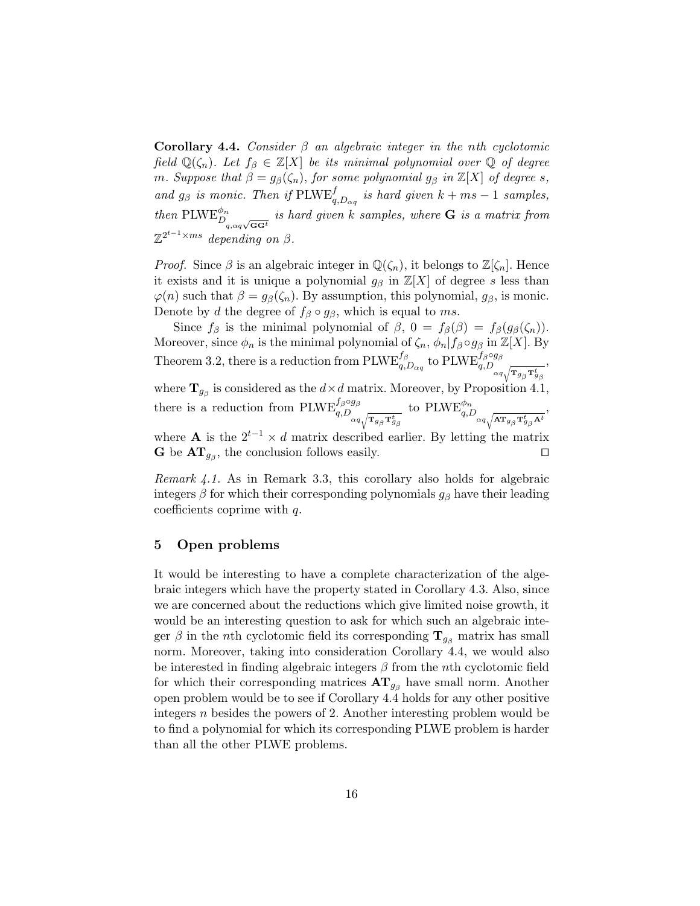**Corollary 4.4.** *Consider $\beta$ an algebraic integer in the nth cyclotomic field $\mathbb{Q}(\zeta_n)$. Let $f_\beta \in \mathbb{Z}[X]$ be its minimal polynomial over $\mathbb{Q}$ of degree $m$. Suppose that $\beta = g_\beta(\zeta_n)$, for some polynomial $g_\beta$ in $\mathbb{Z}[X]$ of degree $s$, and $g_\beta$ is monic. Then if $\mathrm{PLWE}^{f}_{q,D_{\alpha q}}$ is hard given $k + ms - 1$ samples, then $\mathrm{PLWE}^{\phi_n}_{D_{q,\alpha q\sqrt{\mathbf{G}\mathbf{G}^t}}}$ is hard given $k$ samples, where $\mathbf{G}$ is a matrix from $\mathbb{Z}^{2^{t-1}\times ms}$ depending on $\beta$.*

*Proof.* Since $\beta$ is an algebraic integer in $\mathbb{Q}(\zeta_n)$, it belongs to $\mathbb{Z}[\zeta_n]$. Hence it exists and it is unique a polynomial $g_\beta$ in $\mathbb{Z}[X]$ of degree $s$ less than $\varphi(n)$ such that $\beta = g_\beta(\zeta_n)$. By assumption, this polynomial, $g_\beta$, is monic. Denote by $d$ the degree of $f_\beta \circ g_\beta$, which is equal to $ms$.

Since $f_\beta$ is the minimal polynomial of $\beta$, $0 = f_\beta(\beta) = f_\beta(g_\beta(\zeta_n))$. Moreover, since $\phi_n$ is the minimal polynomial of $\zeta_n$, $\phi_n | f_\beta \circ g_\beta$ in $\mathbb{Z}[X]$. By Theorem 3.2, there is a reduction from $\mathrm{PLWE}^{f_\beta}_{q,D_{\alpha q}}$ to $\mathrm{PLWE}^{f_\beta\circ g_\beta}_{q,D_{\alpha q\sqrt{\mathbf{T}_{g_\beta}\mathbf{T}^t_{g_\beta}}}}$, where $\mathbf{T}_{g_\beta}$ is considered as the $d\times d$ matrix. Moreover, by Proposition 4.1, there is a reduction from $\mathrm{PLWE}^{f_\beta\circ g_\beta}_{q,D_{\alpha q\sqrt{\mathbf{T}_{g_\beta}\mathbf{T}^t_{g_\beta}}}}$ to $\mathrm{PLWE}^{\phi_n}_{q,D_{\alpha q\sqrt{\mathbf{A}\mathbf{T}_{g_\beta}\mathbf{T}^t_{g_\beta}\mathbf{A}^t}}}$, where $\mathbf{A}$ is the $2^{t-1}\times d$ matrix described earlier. By letting the matrix $\mathbf{G}$ be $\mathbf{A}\mathbf{T}_{g_\beta}$, the conclusion follows easily. ◻

*Remark 4.1.* As in Remark 3.3, this corollary also holds for algebraic integers $\beta$ for which their corresponding polynomials $g_\beta$ have their leading coefficients coprime with $q$.

## 5 Open problems

It would be interesting to have a complete characterization of the algebraic integers which have the property stated in Corollary 4.3. Also, since we are concerned about the reductions which give limited noise growth, it would be an interesting question to ask for which such an algebraic integer $\beta$ in the $n$th cyclotomic field its corresponding $\mathbf{T}_{g_\beta}$ matrix has small norm. Moreover, taking into consideration Corollary 4.4, we would also be interested in finding algebraic integers $\beta$ from the $n$th cyclotomic field for which their corresponding matrices $\mathbf{A}\mathbf{T}_{g_\beta}$ have small norm. Another open problem would be to see if Corollary 4.4 holds for any other positive integers $n$ besides the powers of 2. Another interesting problem would be to find a polynomial for which its corresponding PLWE problem is harder than all the other PLWE problems.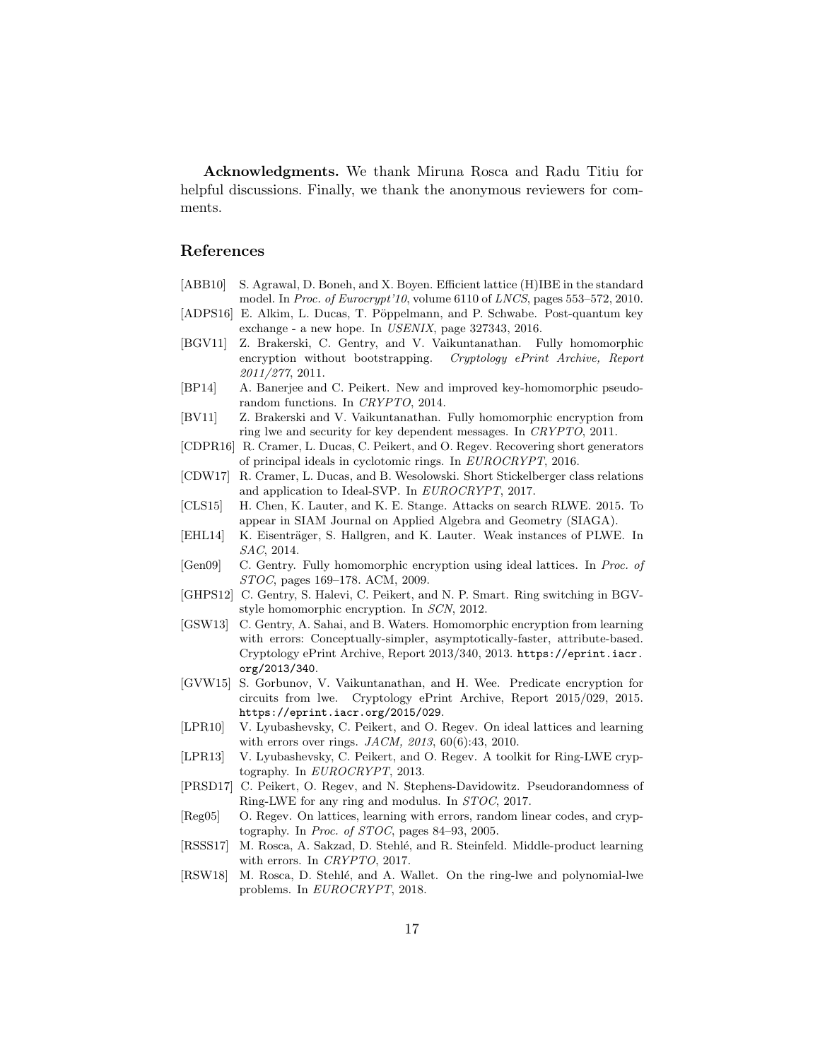**Acknowledgments.** We thank Miruna Rosca and Radu Titiu for helpful discussions. Finally, we thank the anonymous reviewers for comments.

## References

[ABB10] S. Agrawal, D. Boneh, and X. Boyen. Efficient lattice (H)IBE in the standard model. In *Proc. of Eurocrypt'10*, volume 6110 of *LNCS*, pages 553–572, 2010.

[ADPS16] E. Alkim, L. Ducas, T. Pöppelmann, and P. Schwabe. Post-quantum key exchange - a new hope. In *USENIX*, page 327343, 2016.

[BGV11] Z. Brakerski, C. Gentry, and V. Vaikuntanathan. Fully homomorphic encryption without bootstrapping. *Cryptology ePrint Archive, Report 2011/277*, 2011.

[BP14] A. Banerjee and C. Peikert. New and improved key-homomorphic pseudorandom functions. In *CRYPTO*, 2014.

[BV11] Z. Brakerski and V. Vaikuntanathan. Fully homomorphic encryption from ring lwe and security for key dependent messages. In *CRYPTO*, 2011.

[CDPR16] R. Cramer, L. Ducas, C. Peikert, and O. Regev. Recovering short generators of principal ideals in cyclotomic rings. In *EUROCRYPT*, 2016.

[CDW17] R. Cramer, L. Ducas, and B. Wesolowski. Short Stickelberger class relations and application to Ideal-SVP. In *EUROCRYPT*, 2017.

[CLS15] H. Chen, K. Lauter, and K. E. Stange. Attacks on search RLWE. 2015. To appear in SIAM Journal on Applied Algebra and Geometry (SIAGA).

[EHL14] K. Eisenträger, S. Hallgren, and K. Lauter. Weak instances of PLWE. In *SAC*, 2014.

[Gen09] C. Gentry. Fully homomorphic encryption using ideal lattices. In *Proc. of STOC*, pages 169–178. ACM, 2009.

[GHPS12] C. Gentry, S. Halevi, C. Peikert, and N. P. Smart. Ring switching in BGV-style homomorphic encryption. In *SCN*, 2012.

[GSW13] C. Gentry, A. Sahai, and B. Waters. Homomorphic encryption from learning with errors: Conceptually-simpler, asymptotically-faster, attribute-based. Cryptology ePrint Archive, Report 2013/340, 2013. `https://eprint.iacr.org/2013/340`.

[GVW15] S. Gorbunov, V. Vaikuntanathan, and H. Wee. Predicate encryption for circuits from lwe. Cryptology ePrint Archive, Report 2015/029, 2015. `https://eprint.iacr.org/2015/029`.

[LPR10] V. Lyubashevsky, C. Peikert, and O. Regev. On ideal lattices and learning with errors over rings. *JACM, 2013*, 60(6):43, 2010.

[LPR13] V. Lyubashevsky, C. Peikert, and O. Regev. A toolkit for Ring-LWE cryptography. In *EUROCRYPT*, 2013.

[PRSD17] C. Peikert, O. Regev, and N. Stephens-Davidowitz. Pseudorandomness of Ring-LWE for any ring and modulus. In *STOC*, 2017.

[Reg05] O. Regev. On lattices, learning with errors, random linear codes, and cryptography. In *Proc. of STOC*, pages 84–93, 2005.

[RSSS17] M. Rosca, A. Sakzad, D. Stehlé, and R. Steinfeld. Middle-product learning with errors. In *CRYPTO*, 2017.

[RSW18] M. Rosca, D. Stehlé, and A. Wallet. On the ring-lwe and polynomial-lwe problems. In *EUROCRYPT*, 2018.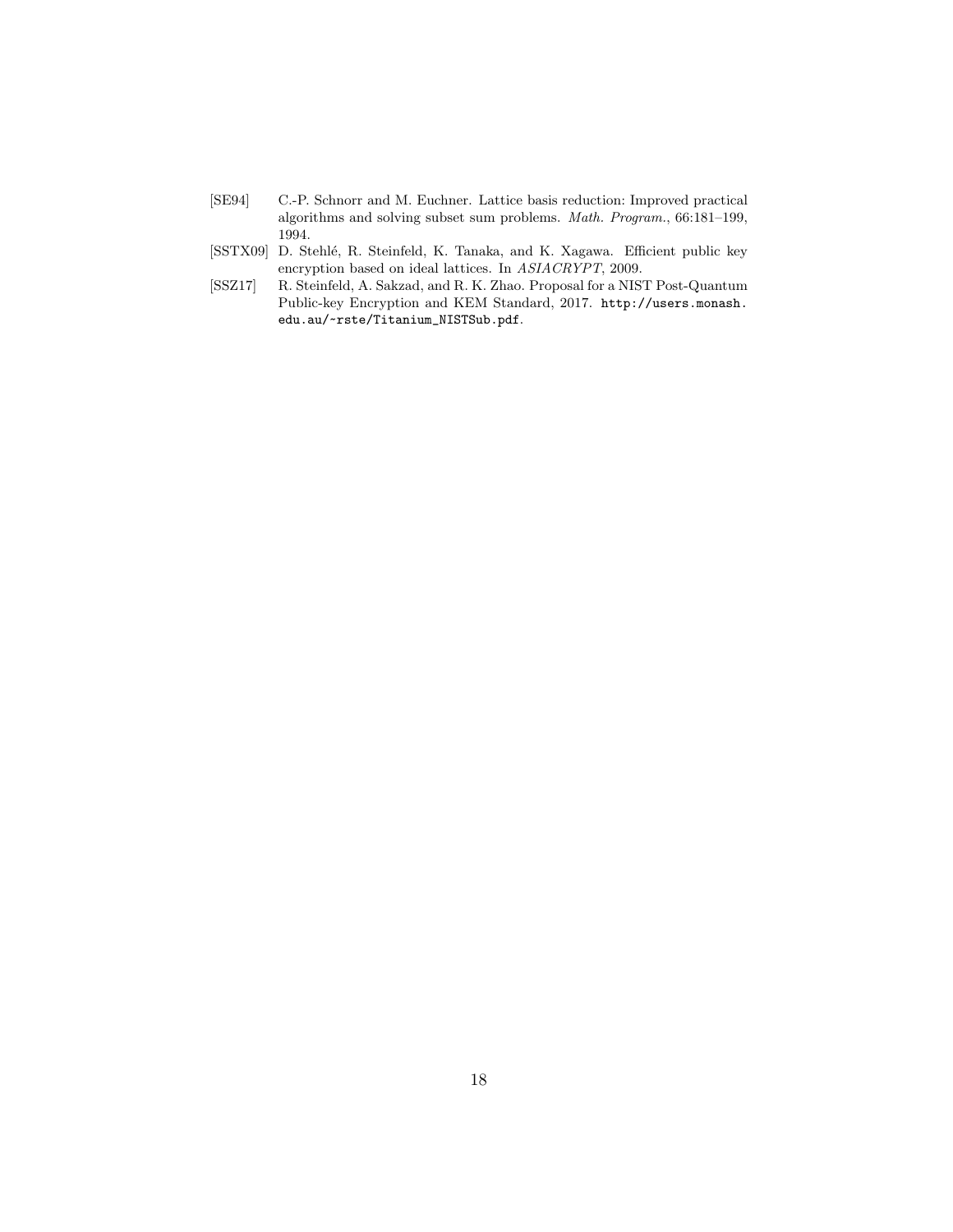[SE94] C.-P. Schnorr and M. Euchner. Lattice basis reduction: Improved practical algorithms and solving subset sum problems. *Math. Program.*, 66:181–199, 1994.

[SSTX09] D. Stehlé, R. Steinfeld, K. Tanaka, and K. Xagawa. Efficient public key encryption based on ideal lattices. In *ASIACRYPT*, 2009.

[SSZ17] R. Steinfeld, A. Sakzad, and R. K. Zhao. Proposal for a NIST Post-Quantum Public-key Encryption and KEM Standard, 2017. `http://users.monash.edu.au/~rste/Titanium_NISTSub.pdf`.